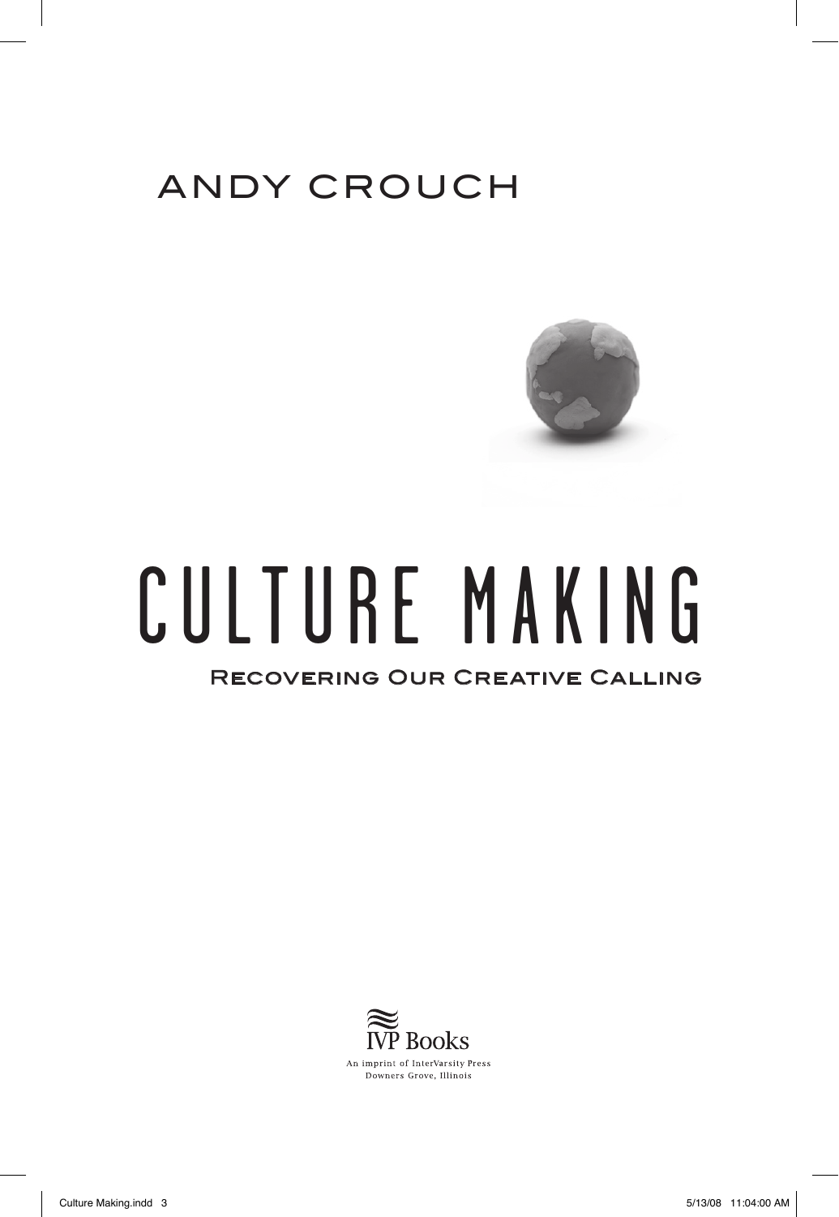ANDY CROUCH

# CULTURE MAKING

## Recovering Our Creative Calling

IVP Books

An imprint of InterVarsity Press
Downers Grove, Illinois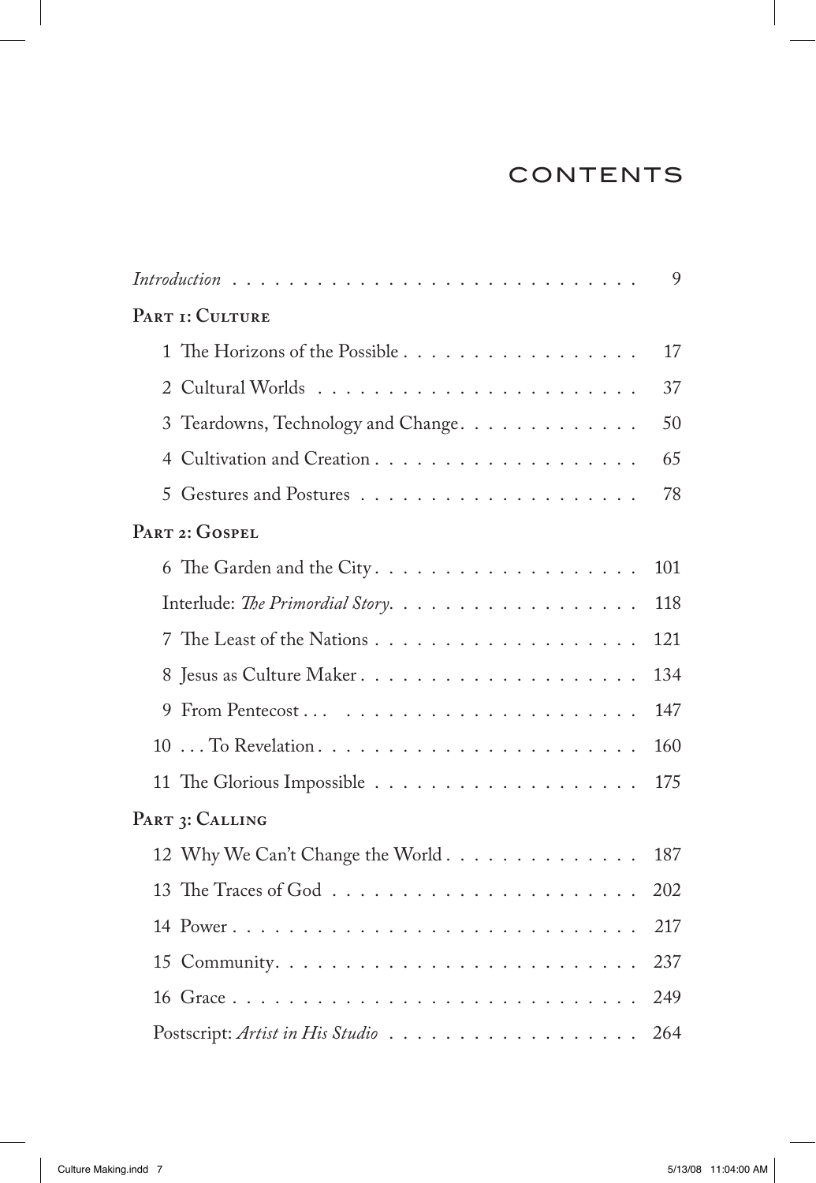# CONTENTS

*Introduction* . . . . . . . . . . . . . . . . . . . . . . . . . . . . 9

**Part 1: Culture**

1 The Horizons of the Possible . . . . . . . . . . . . . . . . . 17

2 Cultural Worlds . . . . . . . . . . . . . . . . . . . . . . . 37

3 Teardowns, Technology and Change. . . . . . . . . . . . . 50

4 Cultivation and Creation . . . . . . . . . . . . . . . . . . . 65

5 Gestures and Postures . . . . . . . . . . . . . . . . . . . . 78

**Part 2: Gospel**

6 The Garden and the City . . . . . . . . . . . . . . . . . . . 101

Interlude: *The Primordial Story*. . . . . . . . . . . . . . . . . 118

7 The Least of the Nations . . . . . . . . . . . . . . . . . . . 121

8 Jesus as Culture Maker . . . . . . . . . . . . . . . . . . . . 134

9 From Pentecost . . . . . . . . . . . . . . . . . . . . . . . . 147

10 . . . To Revelation . . . . . . . . . . . . . . . . . . . . . . . 160

11 The Glorious Impossible . . . . . . . . . . . . . . . . . . . 175

**Part 3: Calling**

12 Why We Can't Change the World . . . . . . . . . . . . . . 187

13 The Traces of God . . . . . . . . . . . . . . . . . . . . . . 202

14 Power . . . . . . . . . . . . . . . . . . . . . . . . . . . . . 217

15 Community. . . . . . . . . . . . . . . . . . . . . . . . . . 237

16 Grace . . . . . . . . . . . . . . . . . . . . . . . . . . . . . 249

Postscript: *Artist in His Studio* . . . . . . . . . . . . . . . . . 264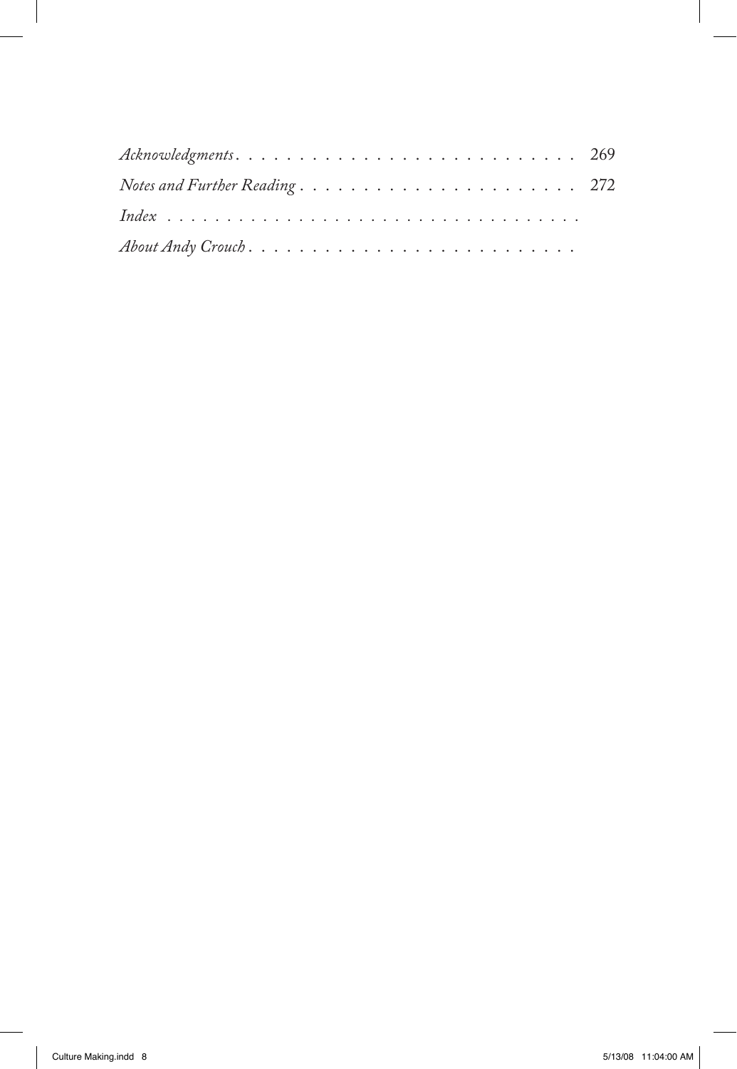*Acknowledgments* . . . . . . . . . . . . . . . . . . . . . . . . . . 269

*Notes and Further Reading* . . . . . . . . . . . . . . . . . . . . . . 272

*Index* . . . . . . . . . . . . . . . . . . . . . . . . . . . . . . . .

*About Andy Crouch* . . . . . . . . . . . . . . . . . . . . . . . . .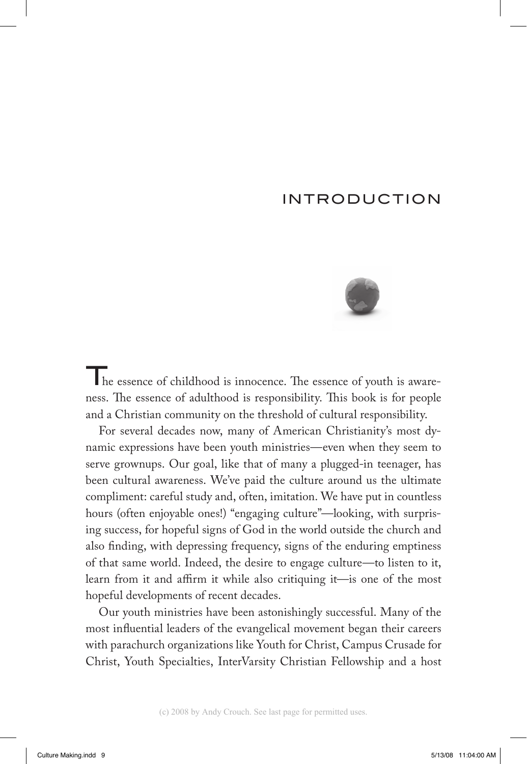# INTRODUCTION

The essence of childhood is innocence. The essence of youth is awareness. The essence of adulthood is responsibility. This book is for people and a Christian community on the threshold of cultural responsibility.

For several decades now, many of American Christianity's most dynamic expressions have been youth ministries—even when they seem to serve grownups. Our goal, like that of many a plugged-in teenager, has been cultural awareness. We've paid the culture around us the ultimate compliment: careful study and, often, imitation. We have put in countless hours (often enjoyable ones!) "engaging culture"—looking, with surprising success, for hopeful signs of God in the world outside the church and also finding, with depressing frequency, signs of the enduring emptiness of that same world. Indeed, the desire to engage culture—to listen to it, learn from it and affirm it while also critiquing it—is one of the most hopeful developments of recent decades.

Our youth ministries have been astonishingly successful. Many of the most influential leaders of the evangelical movement began their careers with parachurch organizations like Youth for Christ, Campus Crusade for Christ, Youth Specialties, InterVarsity Christian Fellowship and a host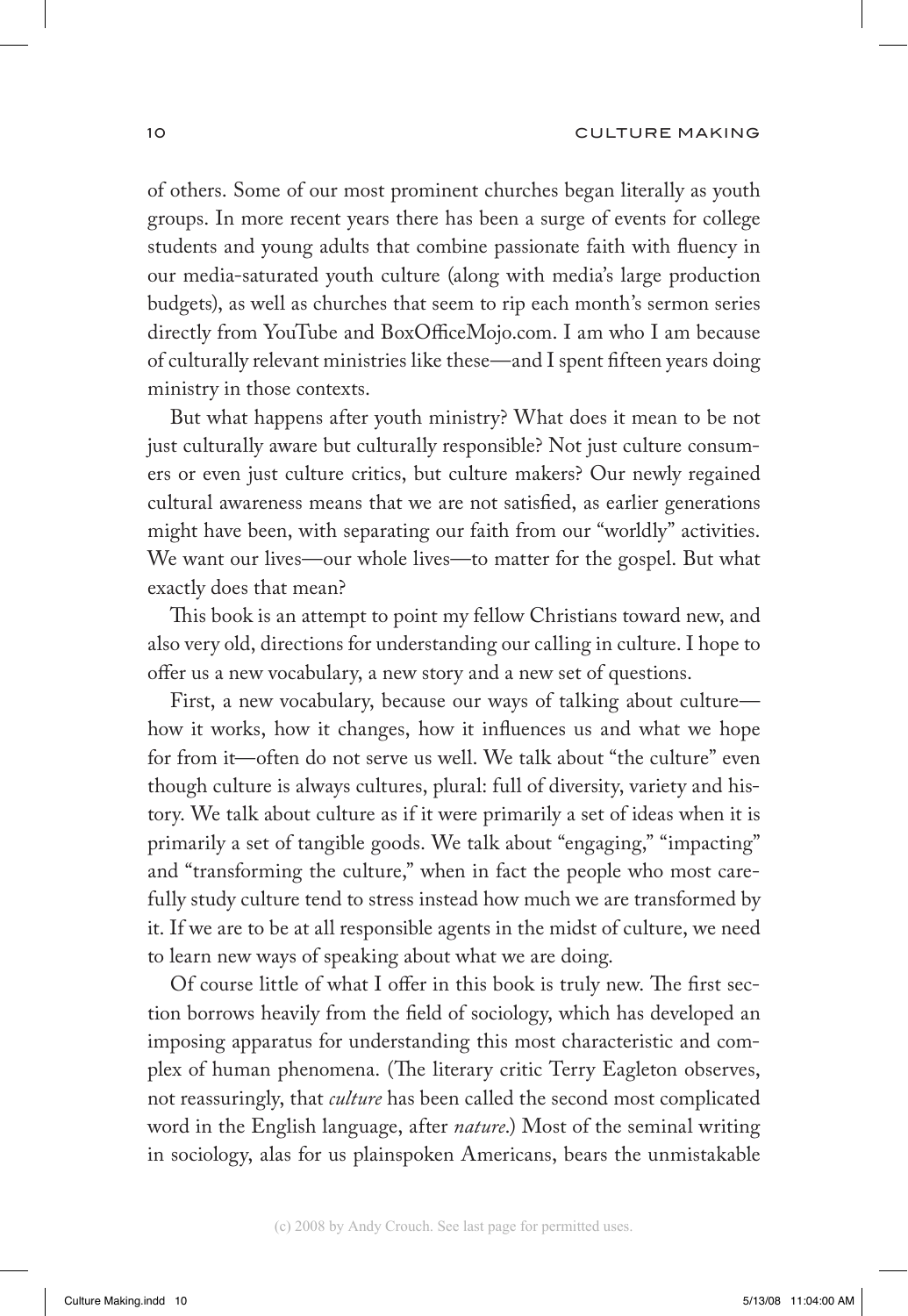of others. Some of our most prominent churches began literally as youth groups. In more recent years there has been a surge of events for college students and young adults that combine passionate faith with fluency in our media-saturated youth culture (along with media's large production budgets), as well as churches that seem to rip each month's sermon series directly from YouTube and BoxOfficeMojo.com. I am who I am because of culturally relevant ministries like these—and I spent fifteen years doing ministry in those contexts.

But what happens after youth ministry? What does it mean to be not just culturally aware but culturally responsible? Not just culture consumers or even just culture critics, but culture makers? Our newly regained cultural awareness means that we are not satisfied, as earlier generations might have been, with separating our faith from our "worldly" activities. We want our lives—our whole lives—to matter for the gospel. But what exactly does that mean?

This book is an attempt to point my fellow Christians toward new, and also very old, directions for understanding our calling in culture. I hope to offer us a new vocabulary, a new story and a new set of questions.

First, a new vocabulary, because our ways of talking about culture—how it works, how it changes, how it influences us and what we hope for from it—often do not serve us well. We talk about "the culture" even though culture is always cultures, plural: full of diversity, variety and history. We talk about culture as if it were primarily a set of ideas when it is primarily a set of tangible goods. We talk about "engaging," "impacting" and "transforming the culture," when in fact the people who most carefully study culture tend to stress instead how much we are transformed by it. If we are to be at all responsible agents in the midst of culture, we need to learn new ways of speaking about what we are doing.

Of course little of what I offer in this book is truly new. The first section borrows heavily from the field of sociology, which has developed an imposing apparatus for understanding this most characteristic and complex of human phenomena. (The literary critic Terry Eagleton observes, not reassuringly, that *culture* has been called the second most complicated word in the English language, after *nature*.) Most of the seminal writing in sociology, alas for us plainspoken Americans, bears the unmistakable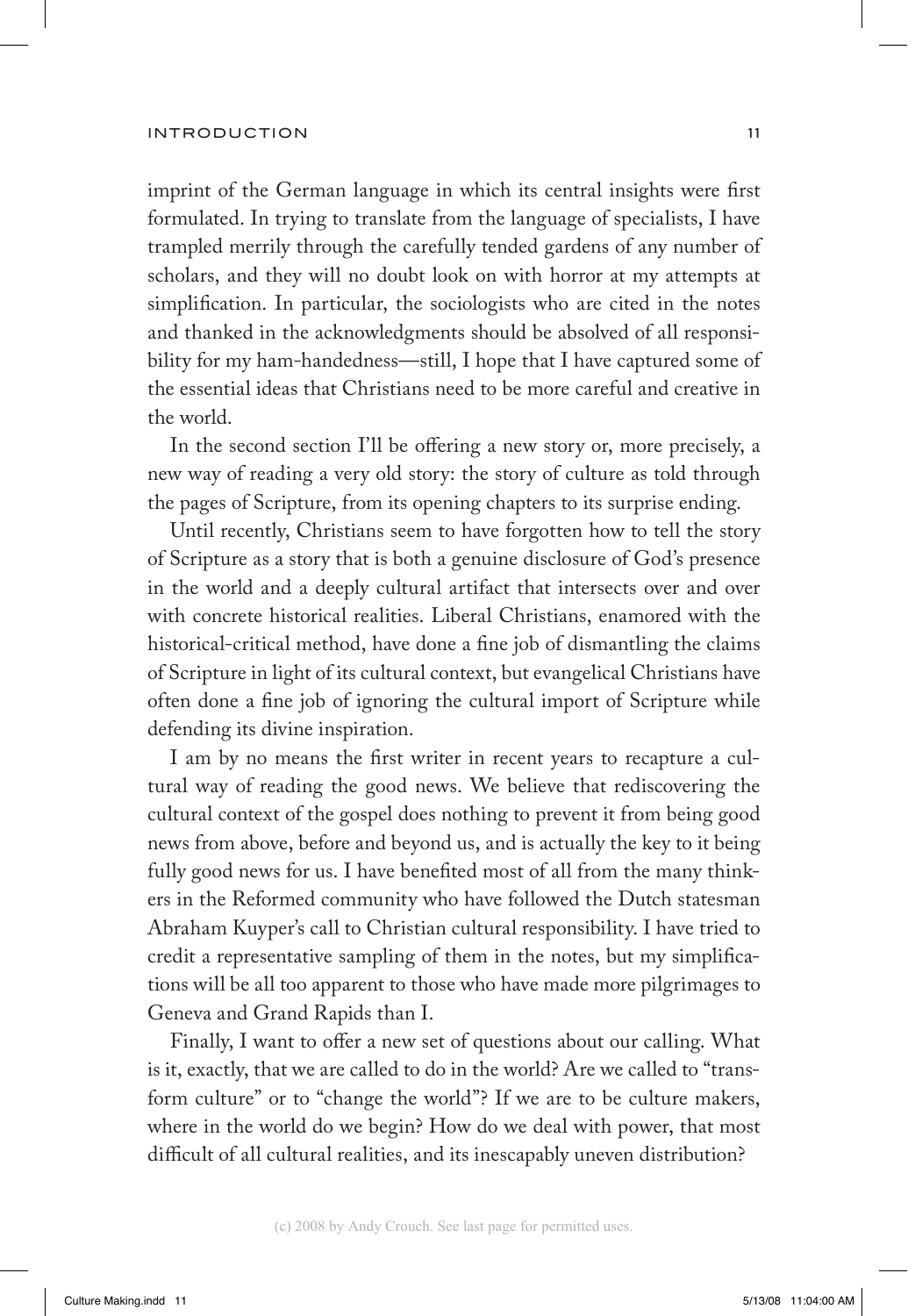imprint of the German language in which its central insights were first formulated. In trying to translate from the language of specialists, I have trampled merrily through the carefully tended gardens of any number of scholars, and they will no doubt look on with horror at my attempts at simplification. In particular, the sociologists who are cited in the notes and thanked in the acknowledgments should be absolved of all responsibility for my ham-handedness—still, I hope that I have captured some of the essential ideas that Christians need to be more careful and creative in the world.

In the second section I'll be offering a new story or, more precisely, a new way of reading a very old story: the story of culture as told through the pages of Scripture, from its opening chapters to its surprise ending.

Until recently, Christians seem to have forgotten how to tell the story of Scripture as a story that is both a genuine disclosure of God's presence in the world and a deeply cultural artifact that intersects over and over with concrete historical realities. Liberal Christians, enamored with the historical-critical method, have done a fine job of dismantling the claims of Scripture in light of its cultural context, but evangelical Christians have often done a fine job of ignoring the cultural import of Scripture while defending its divine inspiration.

I am by no means the first writer in recent years to recapture a cultural way of reading the good news. We believe that rediscovering the cultural context of the gospel does nothing to prevent it from being good news from above, before and beyond us, and is actually the key to it being fully good news for us. I have benefited most of all from the many thinkers in the Reformed community who have followed the Dutch statesman Abraham Kuyper's call to Christian cultural responsibility. I have tried to credit a representative sampling of them in the notes, but my simplifications will be all too apparent to those who have made more pilgrimages to Geneva and Grand Rapids than I.

Finally, I want to offer a new set of questions about our calling. What is it, exactly, that we are called to do in the world? Are we called to "transform culture" or to "change the world"? If we are to be culture makers, where in the world do we begin? How do we deal with power, that most difficult of all cultural realities, and its inescapably uneven distribution?

(c) 2008 by Andy Crouch. See last page for permitted uses.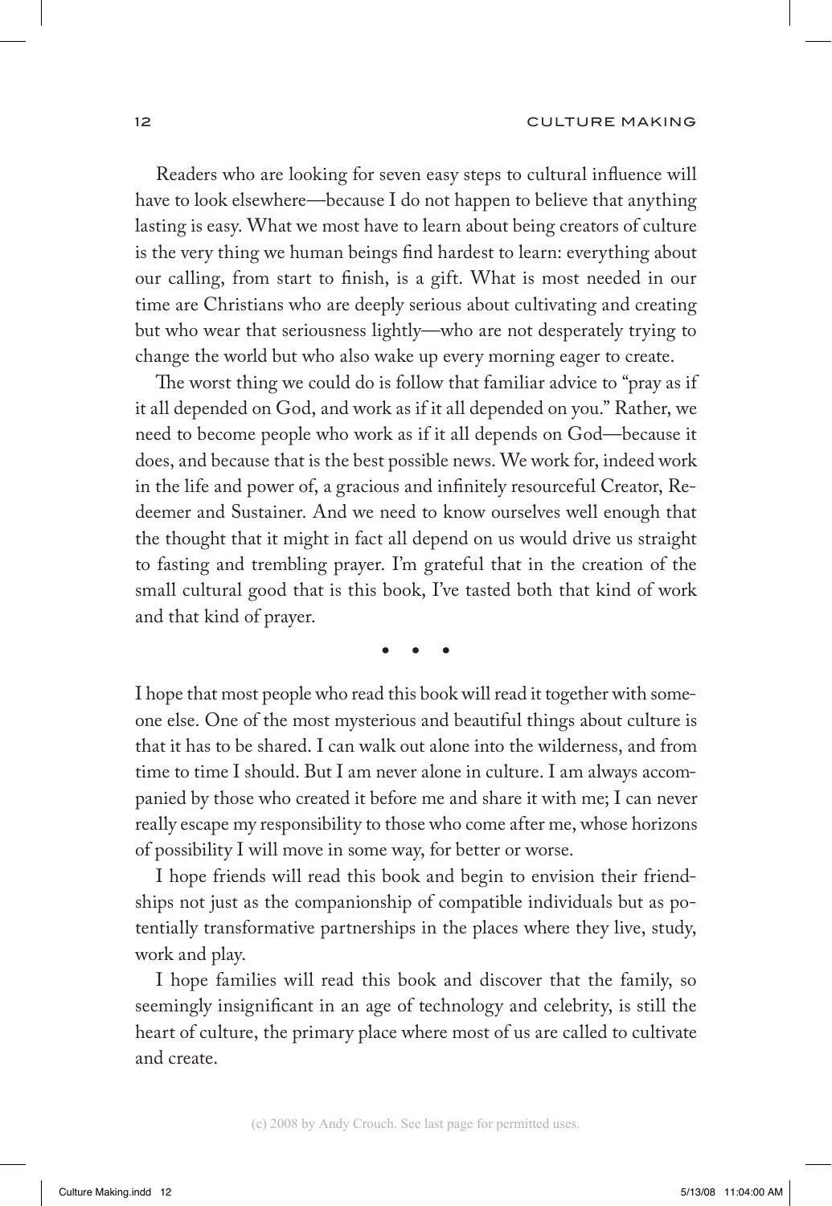Readers who are looking for seven easy steps to cultural influence will have to look elsewhere—because I do not happen to believe that anything lasting is easy. What we most have to learn about being creators of culture is the very thing we human beings find hardest to learn: everything about our calling, from start to finish, is a gift. What is most needed in our time are Christians who are deeply serious about cultivating and creating but who wear that seriousness lightly—who are not desperately trying to change the world but who also wake up every morning eager to create.

The worst thing we could do is follow that familiar advice to "pray as if it all depended on God, and work as if it all depended on you." Rather, we need to become people who work as if it all depends on God—because it does, and because that is the best possible news. We work for, indeed work in the life and power of, a gracious and infinitely resourceful Creator, Redeemer and Sustainer. And we need to know ourselves well enough that the thought that it might in fact all depend on us would drive us straight to fasting and trembling prayer. I'm grateful that in the creation of the small cultural good that is this book, I've tasted both that kind of work and that kind of prayer.

• • •

I hope that most people who read this book will read it together with someone else. One of the most mysterious and beautiful things about culture is that it has to be shared. I can walk out alone into the wilderness, and from time to time I should. But I am never alone in culture. I am always accompanied by those who created it before me and share it with me; I can never really escape my responsibility to those who come after me, whose horizons of possibility I will move in some way, for better or worse.

I hope friends will read this book and begin to envision their friendships not just as the companionship of compatible individuals but as potentially transformative partnerships in the places where they live, study, work and play.

I hope families will read this book and discover that the family, so seemingly insignificant in an age of technology and celebrity, is still the heart of culture, the primary place where most of us are called to cultivate and create.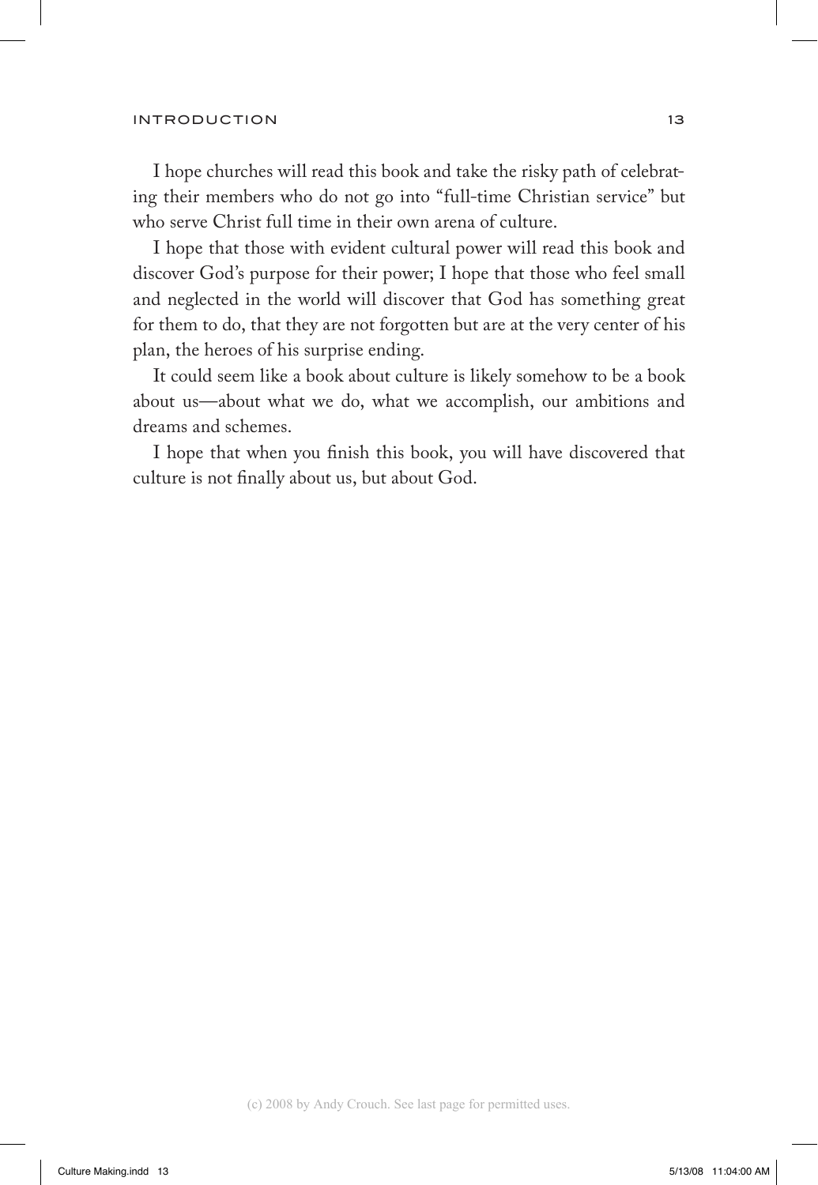I hope churches will read this book and take the risky path of celebrating their members who do not go into "full-time Christian service" but who serve Christ full time in their own arena of culture.

I hope that those with evident cultural power will read this book and discover God's purpose for their power; I hope that those who feel small and neglected in the world will discover that God has something great for them to do, that they are not forgotten but are at the very center of his plan, the heroes of his surprise ending.

It could seem like a book about culture is likely somehow to be a book about us—about what we do, what we accomplish, our ambitions and dreams and schemes.

I hope that when you finish this book, you will have discovered that culture is not finally about us, but about God.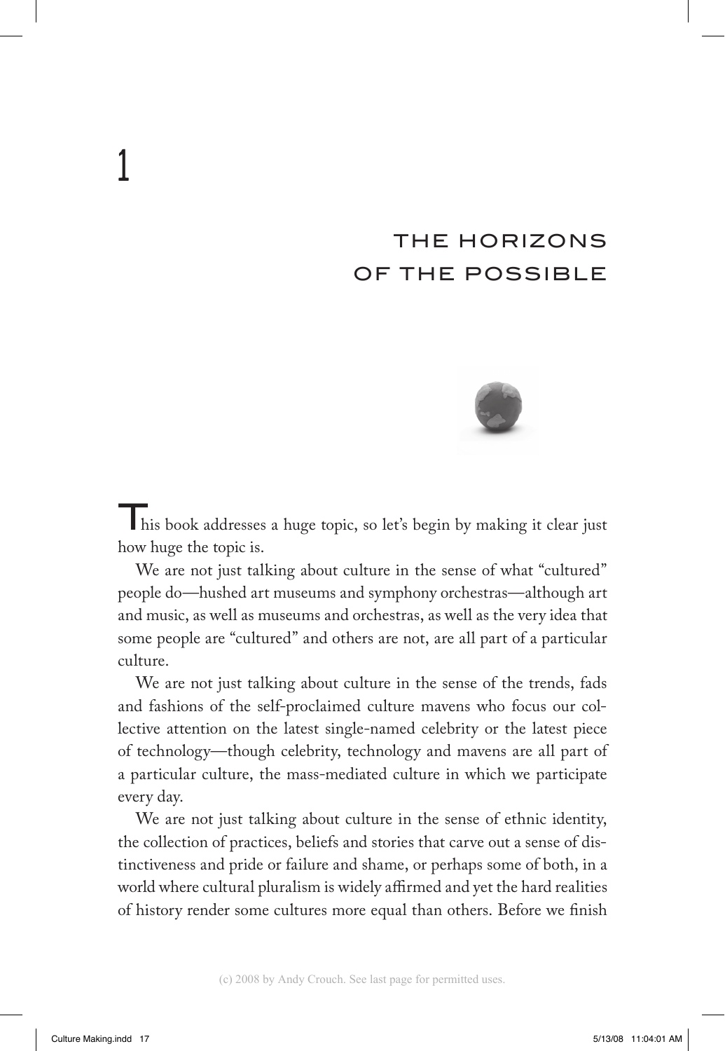# 1

## THE HORIZONS OF THE POSSIBLE

This book addresses a huge topic, so let's begin by making it clear just how huge the topic is.

We are not just talking about culture in the sense of what "cultured" people do—hushed art museums and symphony orchestras—although art and music, as well as museums and orchestras, as well as the very idea that some people are "cultured" and others are not, are all part of a particular culture.

We are not just talking about culture in the sense of the trends, fads and fashions of the self-proclaimed culture mavens who focus our collective attention on the latest single-named celebrity or the latest piece of technology—though celebrity, technology and mavens are all part of a particular culture, the mass-mediated culture in which we participate every day.

We are not just talking about culture in the sense of ethnic identity, the collection of practices, beliefs and stories that carve out a sense of distinctiveness and pride or failure and shame, or perhaps some of both, in a world where cultural pluralism is widely affirmed and yet the hard realities of history render some cultures more equal than others. Before we finish

(c) 2008 by Andy Crouch. See last page for permitted uses.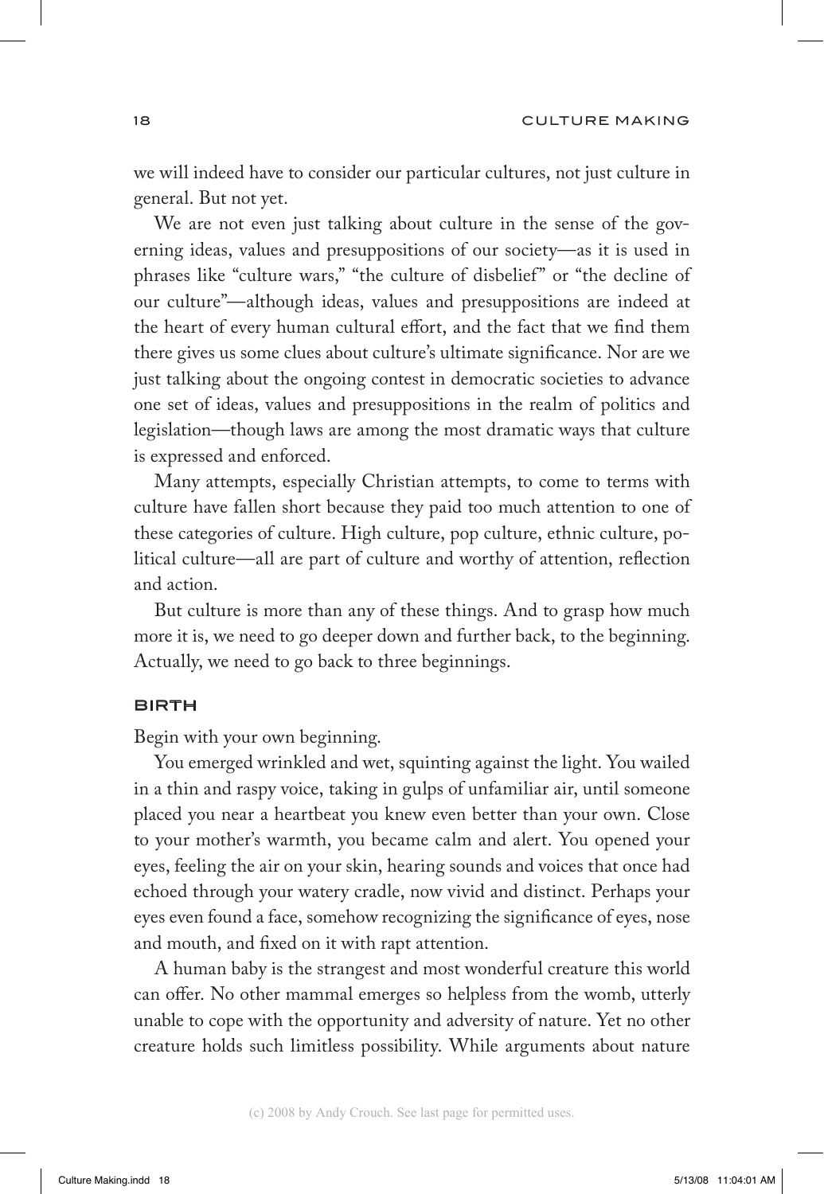we will indeed have to consider our particular cultures, not just culture in general. But not yet.

We are not even just talking about culture in the sense of the governing ideas, values and presuppositions of our society—as it is used in phrases like "culture wars," "the culture of disbelief" or "the decline of our culture"—although ideas, values and presuppositions are indeed at the heart of every human cultural effort, and the fact that we find them there gives us some clues about culture's ultimate significance. Nor are we just talking about the ongoing contest in democratic societies to advance one set of ideas, values and presuppositions in the realm of politics and legislation—though laws are among the most dramatic ways that culture is expressed and enforced.

Many attempts, especially Christian attempts, to come to terms with culture have fallen short because they paid too much attention to one of these categories of culture. High culture, pop culture, ethnic culture, political culture—all are part of culture and worthy of attention, reflection and action.

But culture is more than any of these things. And to grasp how much more it is, we need to go deeper down and further back, to the beginning. Actually, we need to go back to three beginnings.

## BIRTH

Begin with your own beginning.

You emerged wrinkled and wet, squinting against the light. You wailed in a thin and raspy voice, taking in gulps of unfamiliar air, until someone placed you near a heartbeat you knew even better than your own. Close to your mother's warmth, you became calm and alert. You opened your eyes, feeling the air on your skin, hearing sounds and voices that once had echoed through your watery cradle, now vivid and distinct. Perhaps your eyes even found a face, somehow recognizing the significance of eyes, nose and mouth, and fixed on it with rapt attention.

A human baby is the strangest and most wonderful creature this world can offer. No other mammal emerges so helpless from the womb, utterly unable to cope with the opportunity and adversity of nature. Yet no other creature holds such limitless possibility. While arguments about nature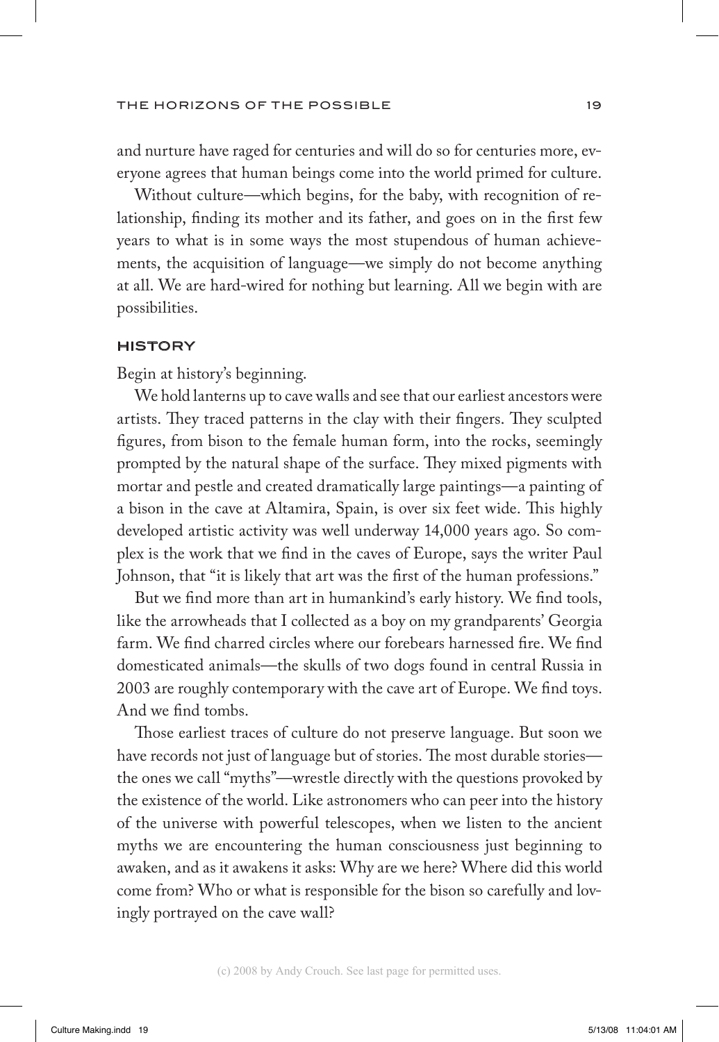and nurture have raged for centuries and will do so for centuries more, everyone agrees that human beings come into the world primed for culture.

Without culture—which begins, for the baby, with recognition of relationship, finding its mother and its father, and goes on in the first few years to what is in some ways the most stupendous of human achievements, the acquisition of language—we simply do not become anything at all. We are hard-wired for nothing but learning. All we begin with are possibilities.

## HISTORY

Begin at history's beginning.

We hold lanterns up to cave walls and see that our earliest ancestors were artists. They traced patterns in the clay with their fingers. They sculpted figures, from bison to the female human form, into the rocks, seemingly prompted by the natural shape of the surface. They mixed pigments with mortar and pestle and created dramatically large paintings—a painting of a bison in the cave at Altamira, Spain, is over six feet wide. This highly developed artistic activity was well underway 14,000 years ago. So complex is the work that we find in the caves of Europe, says the writer Paul Johnson, that "it is likely that art was the first of the human professions."

But we find more than art in humankind's early history. We find tools, like the arrowheads that I collected as a boy on my grandparents' Georgia farm. We find charred circles where our forebears harnessed fire. We find domesticated animals—the skulls of two dogs found in central Russia in 2003 are roughly contemporary with the cave art of Europe. We find toys. And we find tombs.

Those earliest traces of culture do not preserve language. But soon we have records not just of language but of stories. The most durable stories—the ones we call "myths"—wrestle directly with the questions provoked by the existence of the world. Like astronomers who can peer into the history of the universe with powerful telescopes, when we listen to the ancient myths we are encountering the human consciousness just beginning to awaken, and as it awakens it asks: Why are we here? Where did this world come from? Who or what is responsible for the bison so carefully and lovingly portrayed on the cave wall?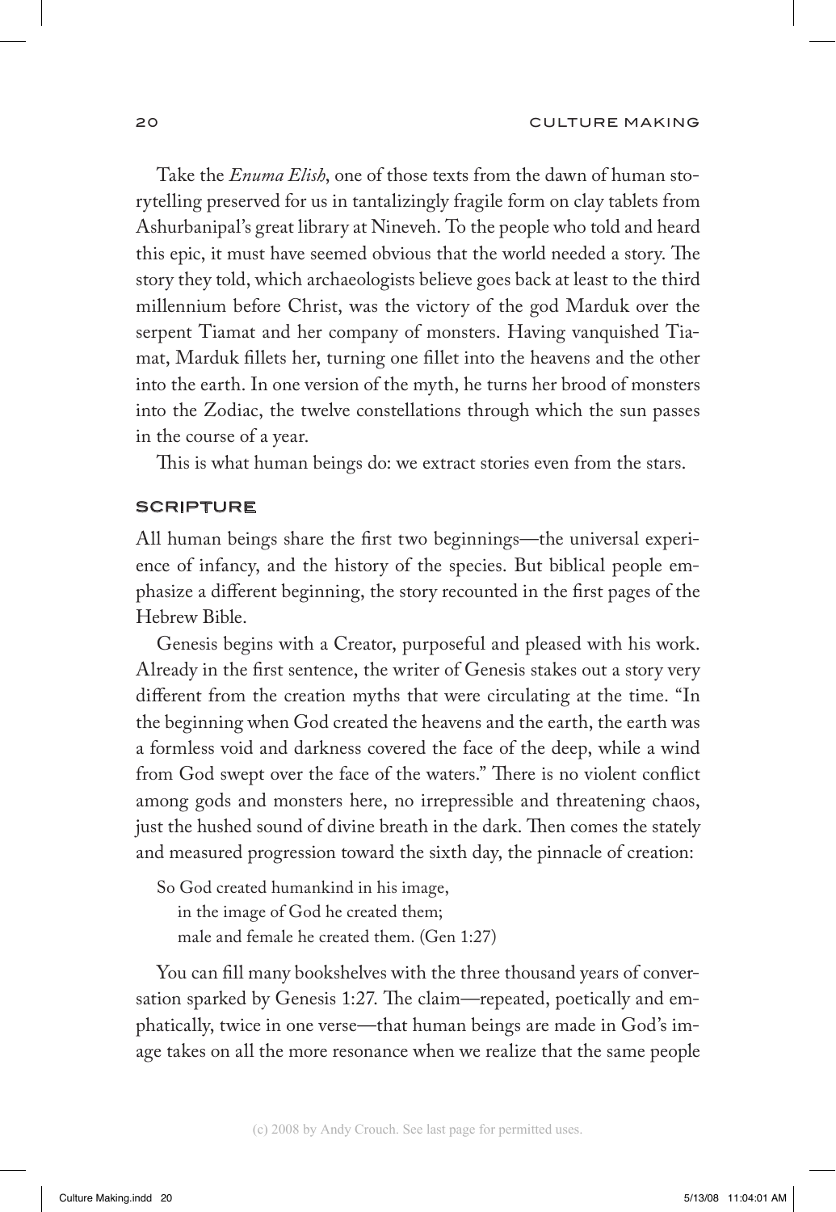Take the *Enuma Elish*, one of those texts from the dawn of human storytelling preserved for us in tantalizingly fragile form on clay tablets from Ashurbanipal's great library at Nineveh. To the people who told and heard this epic, it must have seemed obvious that the world needed a story. The story they told, which archaeologists believe goes back at least to the third millennium before Christ, was the victory of the god Marduk over the serpent Tiamat and her company of monsters. Having vanquished Tiamat, Marduk fillets her, turning one fillet into the heavens and the other into the earth. In one version of the myth, he turns her brood of monsters into the Zodiac, the twelve constellations through which the sun passes in the course of a year.

This is what human beings do: we extract stories even from the stars.

## SCRIPTURE

All human beings share the first two beginnings—the universal experience of infancy, and the history of the species. But biblical people emphasize a different beginning, the story recounted in the first pages of the Hebrew Bible.

Genesis begins with a Creator, purposeful and pleased with his work. Already in the first sentence, the writer of Genesis stakes out a story very different from the creation myths that were circulating at the time. "In the beginning when God created the heavens and the earth, the earth was a formless void and darkness covered the face of the deep, while a wind from God swept over the face of the waters." There is no violent conflict among gods and monsters here, no irrepressible and threatening chaos, just the hushed sound of divine breath in the dark. Then comes the stately and measured progression toward the sixth day, the pinnacle of creation:

> So God created humankind in his image,
> in the image of God he created them;
> male and female he created them. (Gen 1:27)

You can fill many bookshelves with the three thousand years of conversation sparked by Genesis 1:27. The claim—repeated, poetically and emphatically, twice in one verse—that human beings are made in God's image takes on all the more resonance when we realize that the same people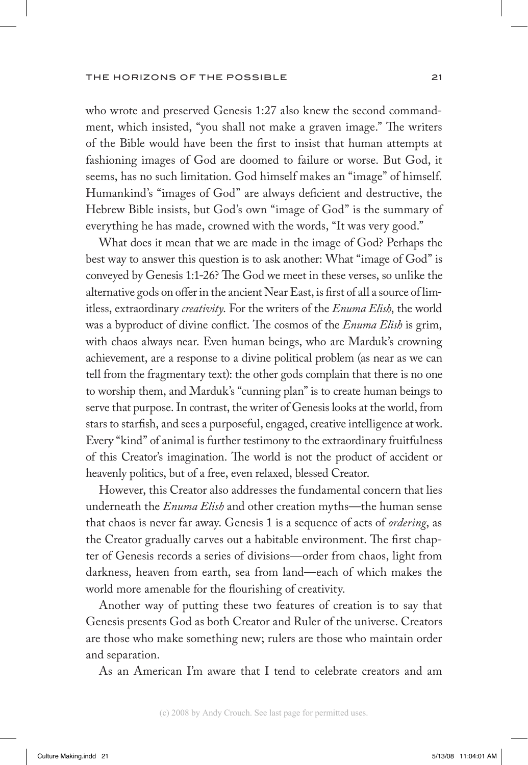who wrote and preserved Genesis 1:27 also knew the second commandment, which insisted, "you shall not make a graven image." The writers of the Bible would have been the first to insist that human attempts at fashioning images of God are doomed to failure or worse. But God, it seems, has no such limitation. God himself makes an "image" of himself. Humankind's "images of God" are always deficient and destructive, the Hebrew Bible insists, but God's own "image of God" is the summary of everything he has made, crowned with the words, "It was very good."

What does it mean that we are made in the image of God? Perhaps the best way to answer this question is to ask another: What "image of God" is conveyed by Genesis 1:1-26? The God we meet in these verses, so unlike the alternative gods on offer in the ancient Near East, is first of all a source of limitless, extraordinary *creativity*. For the writers of the *Enuma Elish*, the world was a byproduct of divine conflict. The cosmos of the *Enuma Elish* is grim, with chaos always near. Even human beings, who are Marduk's crowning achievement, are a response to a divine political problem (as near as we can tell from the fragmentary text): the other gods complain that there is no one to worship them, and Marduk's "cunning plan" is to create human beings to serve that purpose. In contrast, the writer of Genesis looks at the world, from stars to starfish, and sees a purposeful, engaged, creative intelligence at work. Every "kind" of animal is further testimony to the extraordinary fruitfulness of this Creator's imagination. The world is not the product of accident or heavenly politics, but of a free, even relaxed, blessed Creator.

However, this Creator also addresses the fundamental concern that lies underneath the *Enuma Elish* and other creation myths—the human sense that chaos is never far away. Genesis 1 is a sequence of acts of *ordering*, as the Creator gradually carves out a habitable environment. The first chapter of Genesis records a series of divisions—order from chaos, light from darkness, heaven from earth, sea from land—each of which makes the world more amenable for the flourishing of creativity.

Another way of putting these two features of creation is to say that Genesis presents God as both Creator and Ruler of the universe. Creators are those who make something new; rulers are those who maintain order and separation.

As an American I'm aware that I tend to celebrate creators and am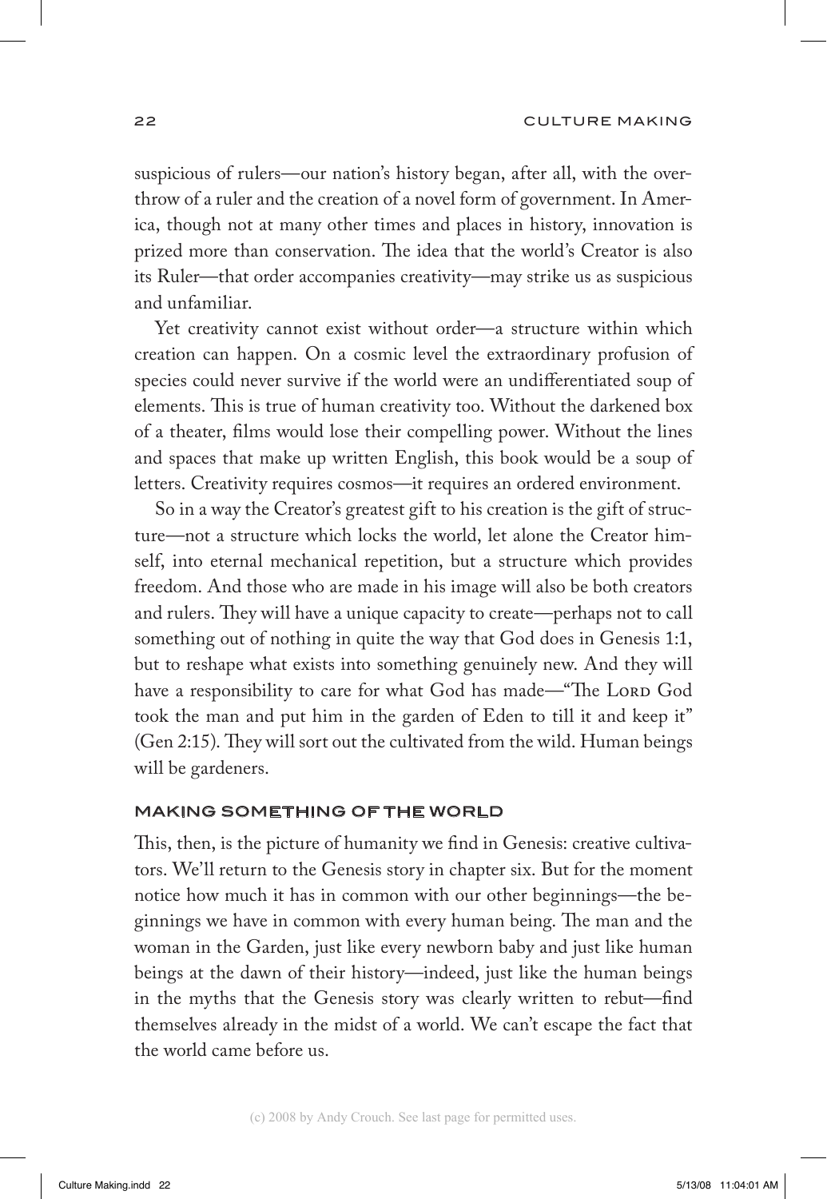suspicious of rulers—our nation's history began, after all, with the overthrow of a ruler and the creation of a novel form of government. In America, though not at many other times and places in history, innovation is prized more than conservation. The idea that the world's Creator is also its Ruler—that order accompanies creativity—may strike us as suspicious and unfamiliar.

Yet creativity cannot exist without order—a structure within which creation can happen. On a cosmic level the extraordinary profusion of species could never survive if the world were an undifferentiated soup of elements. This is true of human creativity too. Without the darkened box of a theater, films would lose their compelling power. Without the lines and spaces that make up written English, this book would be a soup of letters. Creativity requires cosmos—it requires an ordered environment.

So in a way the Creator's greatest gift to his creation is the gift of structure—not a structure which locks the world, let alone the Creator himself, into eternal mechanical repetition, but a structure which provides freedom. And those who are made in his image will also be both creators and rulers. They will have a unique capacity to create—perhaps not to call something out of nothing in quite the way that God does in Genesis 1:1, but to reshape what exists into something genuinely new. And they will have a responsibility to care for what God has made—"The Lord God took the man and put him in the garden of Eden to till it and keep it" (Gen 2:15). They will sort out the cultivated from the wild. Human beings will be gardeners.

## MAKING SOMETHING OF THE WORLD

This, then, is the picture of humanity we find in Genesis: creative cultivators. We'll return to the Genesis story in chapter six. But for the moment notice how much it has in common with our other beginnings—the beginnings we have in common with every human being. The man and the woman in the Garden, just like every newborn baby and just like human beings at the dawn of their history—indeed, just like the human beings in the myths that the Genesis story was clearly written to rebut—find themselves already in the midst of a world. We can't escape the fact that the world came before us.

(c) 2008 by Andy Crouch. See last page for permitted uses.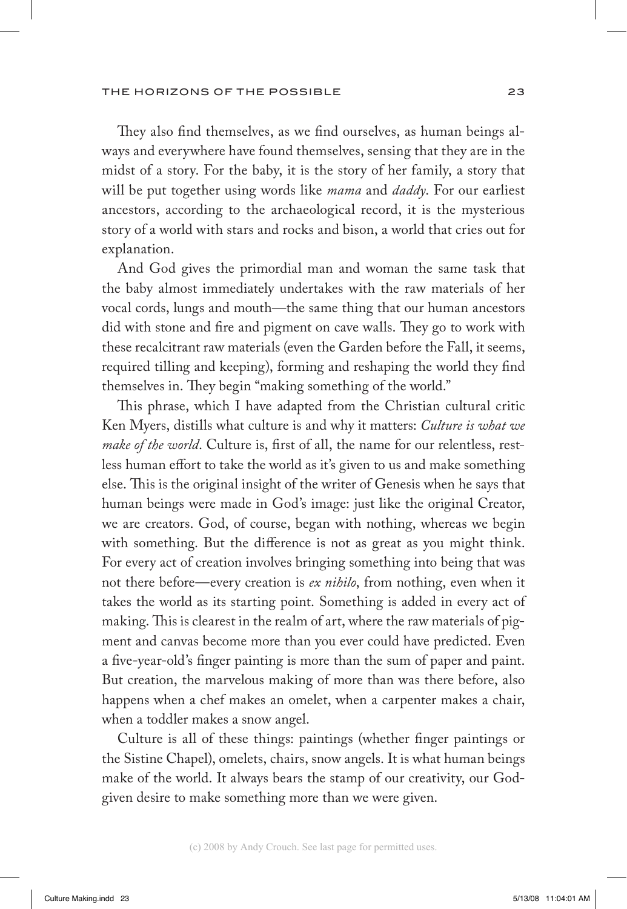They also find themselves, as we find ourselves, as human beings always and everywhere have found themselves, sensing that they are in the midst of a story. For the baby, it is the story of her family, a story that will be put together using words like *mama* and *daddy*. For our earliest ancestors, according to the archaeological record, it is the mysterious story of a world with stars and rocks and bison, a world that cries out for explanation.

And God gives the primordial man and woman the same task that the baby almost immediately undertakes with the raw materials of her vocal cords, lungs and mouth—the same thing that our human ancestors did with stone and fire and pigment on cave walls. They go to work with these recalcitrant raw materials (even the Garden before the Fall, it seems, required tilling and keeping), forming and reshaping the world they find themselves in. They begin "making something of the world."

This phrase, which I have adapted from the Christian cultural critic Ken Myers, distills what culture is and why it matters: *Culture is what we make of the world*. Culture is, first of all, the name for our relentless, restless human effort to take the world as it's given to us and make something else. This is the original insight of the writer of Genesis when he says that human beings were made in God's image: just like the original Creator, we are creators. God, of course, began with nothing, whereas we begin with something. But the difference is not as great as you might think. For every act of creation involves bringing something into being that was not there before—every creation is *ex nihilo*, from nothing, even when it takes the world as its starting point. Something is added in every act of making. This is clearest in the realm of art, where the raw materials of pigment and canvas become more than you ever could have predicted. Even a five-year-old's finger painting is more than the sum of paper and paint. But creation, the marvelous making of more than was there before, also happens when a chef makes an omelet, when a carpenter makes a chair, when a toddler makes a snow angel.

Culture is all of these things: paintings (whether finger paintings or the Sistine Chapel), omelets, chairs, snow angels. It is what human beings make of the world. It always bears the stamp of our creativity, our God-given desire to make something more than we were given.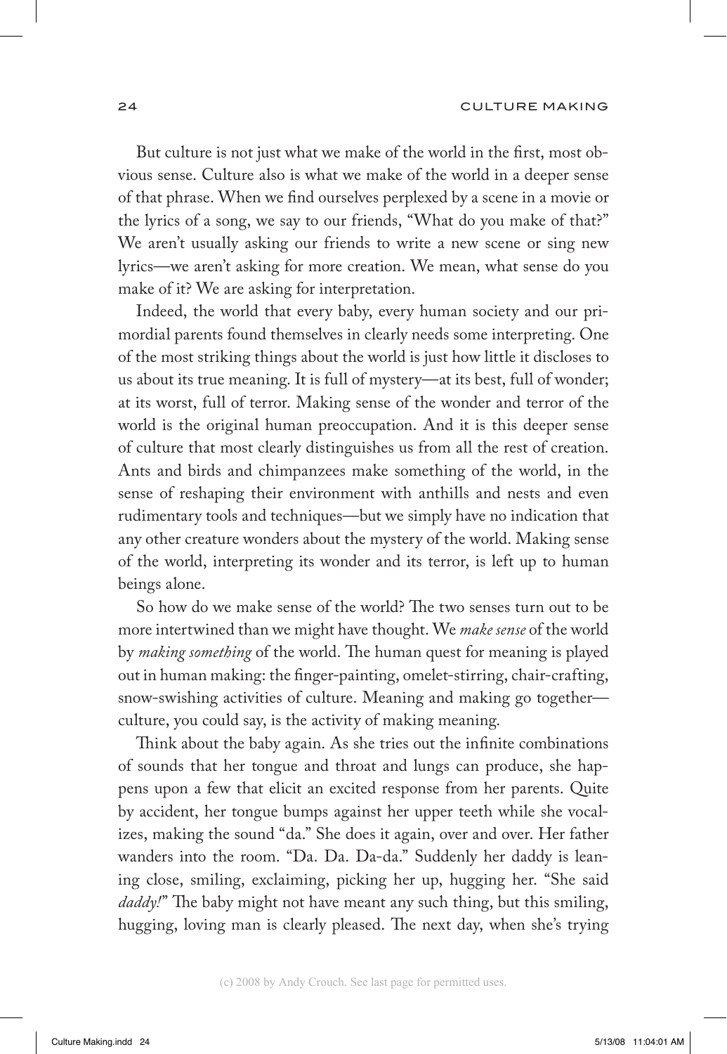But culture is not just what we make of the world in the first, most obvious sense. Culture also is what we make of the world in a deeper sense of that phrase. When we find ourselves perplexed by a scene in a movie or the lyrics of a song, we say to our friends, "What do you make of that?" We aren't usually asking our friends to write a new scene or sing new lyrics—we aren't asking for more creation. We mean, what sense do you make of it? We are asking for interpretation.

Indeed, the world that every baby, every human society and our primordial parents found themselves in clearly needs some interpreting. One of the most striking things about the world is just how little it discloses to us about its true meaning. It is full of mystery—at its best, full of wonder; at its worst, full of terror. Making sense of the wonder and terror of the world is the original human preoccupation. And it is this deeper sense of culture that most clearly distinguishes us from all the rest of creation. Ants and birds and chimpanzees make something of the world, in the sense of reshaping their environment with anthills and nests and even rudimentary tools and techniques—but we simply have no indication that any other creature wonders about the mystery of the world. Making sense of the world, interpreting its wonder and its terror, is left up to human beings alone.

So how do we make sense of the world? The two senses turn out to be more intertwined than we might have thought. We *make sense* of the world by *making something* of the world. The human quest for meaning is played out in human making: the finger-painting, omelet-stirring, chair-crafting, snow-swishing activities of culture. Meaning and making go together—culture, you could say, is the activity of making meaning.

Think about the baby again. As she tries out the infinite combinations of sounds that her tongue and throat and lungs can produce, she happens upon a few that elicit an excited response from her parents. Quite by accident, her tongue bumps against her upper teeth while she vocalizes, making the sound "da." She does it again, over and over. Her father wanders into the room. "Da. Da. Da-da." Suddenly her daddy is leaning close, smiling, exclaiming, picking her up, hugging her. "She said *daddy!*" The baby might not have meant any such thing, but this smiling, hugging, loving man is clearly pleased. The next day, when she's trying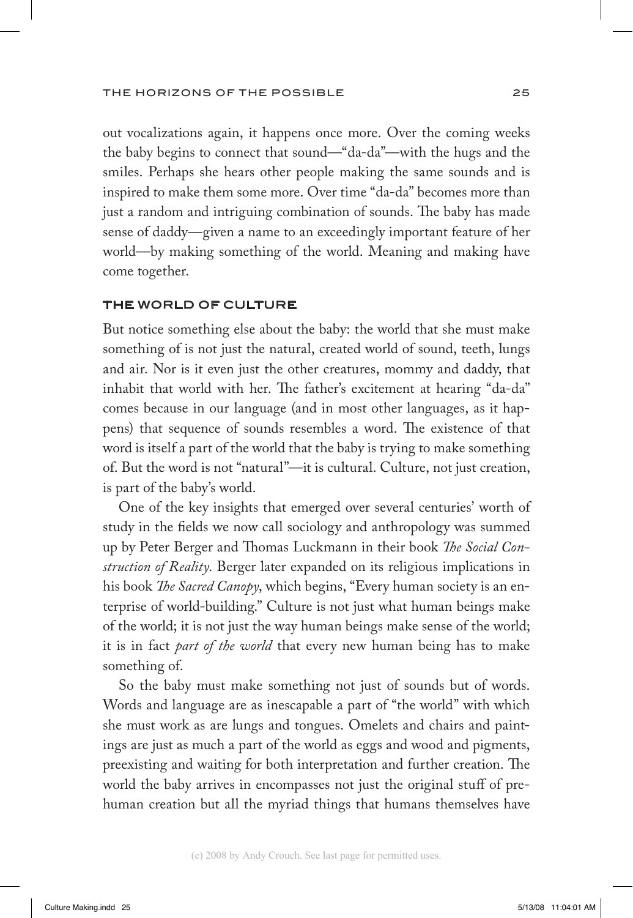out vocalizations again, it happens once more. Over the coming weeks the baby begins to connect that sound—"da-da"—with the hugs and the smiles. Perhaps she hears other people making the same sounds and is inspired to make them some more. Over time "da-da" becomes more than just a random and intriguing combination of sounds. The baby has made sense of daddy—given a name to an exceedingly important feature of her world—by making something of the world. Meaning and making have come together.

## THE WORLD OF CULTURE

But notice something else about the baby: the world that she must make something of is not just the natural, created world of sound, teeth, lungs and air. Nor is it even just the other creatures, mommy and daddy, that inhabit that world with her. The father's excitement at hearing "da-da" comes because in our language (and in most other languages, as it happens) that sequence of sounds resembles a word. The existence of that word is itself a part of the world that the baby is trying to make something of. But the word is not "natural"—it is cultural. Culture, not just creation, is part of the baby's world.

One of the key insights that emerged over several centuries' worth of study in the fields we now call sociology and anthropology was summed up by Peter Berger and Thomas Luckmann in their book *The Social Construction of Reality*. Berger later expanded on its religious implications in his book *The Sacred Canopy*, which begins, "Every human society is an enterprise of world-building." Culture is not just what human beings make of the world; it is not just the way human beings make sense of the world; it is in fact *part of the world* that every new human being has to make something of.

So the baby must make something not just of sounds but of words. Words and language are as inescapable a part of "the world" with which she must work as are lungs and tongues. Omelets and chairs and paintings are just as much a part of the world as eggs and wood and pigments, preexisting and waiting for both interpretation and further creation. The world the baby arrives in encompasses not just the original stuff of prehuman creation but all the myriad things that humans themselves have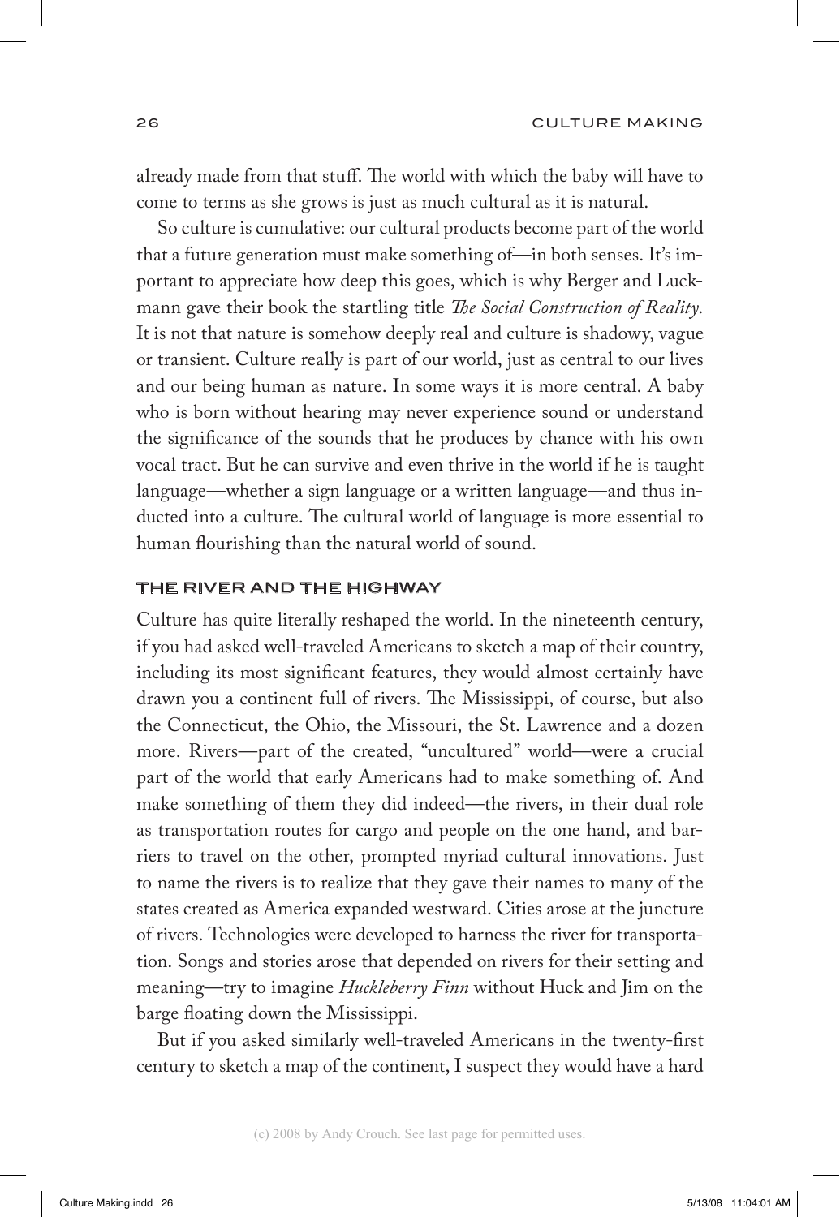already made from that stuff. The world with which the baby will have to come to terms as she grows is just as much cultural as it is natural.

So culture is cumulative: our cultural products become part of the world that a future generation must make something of—in both senses. It's important to appreciate how deep this goes, which is why Berger and Luckmann gave their book the startling title *The Social Construction of Reality*. It is not that nature is somehow deeply real and culture is shadowy, vague or transient. Culture really is part of our world, just as central to our lives and our being human as nature. In some ways it is more central. A baby who is born without hearing may never experience sound or understand the significance of the sounds that he produces by chance with his own vocal tract. But he can survive and even thrive in the world if he is taught language—whether a sign language or a written language—and thus inducted into a culture. The cultural world of language is more essential to human flourishing than the natural world of sound.

## THE RIVER AND THE HIGHWAY

Culture has quite literally reshaped the world. In the nineteenth century, if you had asked well-traveled Americans to sketch a map of their country, including its most significant features, they would almost certainly have drawn you a continent full of rivers. The Mississippi, of course, but also the Connecticut, the Ohio, the Missouri, the St. Lawrence and a dozen more. Rivers—part of the created, "uncultured" world—were a crucial part of the world that early Americans had to make something of. And make something of them they did indeed—the rivers, in their dual role as transportation routes for cargo and people on the one hand, and barriers to travel on the other, prompted myriad cultural innovations. Just to name the rivers is to realize that they gave their names to many of the states created as America expanded westward. Cities arose at the juncture of rivers. Technologies were developed to harness the river for transportation. Songs and stories arose that depended on rivers for their setting and meaning—try to imagine *Huckleberry Finn* without Huck and Jim on the barge floating down the Mississippi.

But if you asked similarly well-traveled Americans in the twenty-first century to sketch a map of the continent, I suspect they would have a hard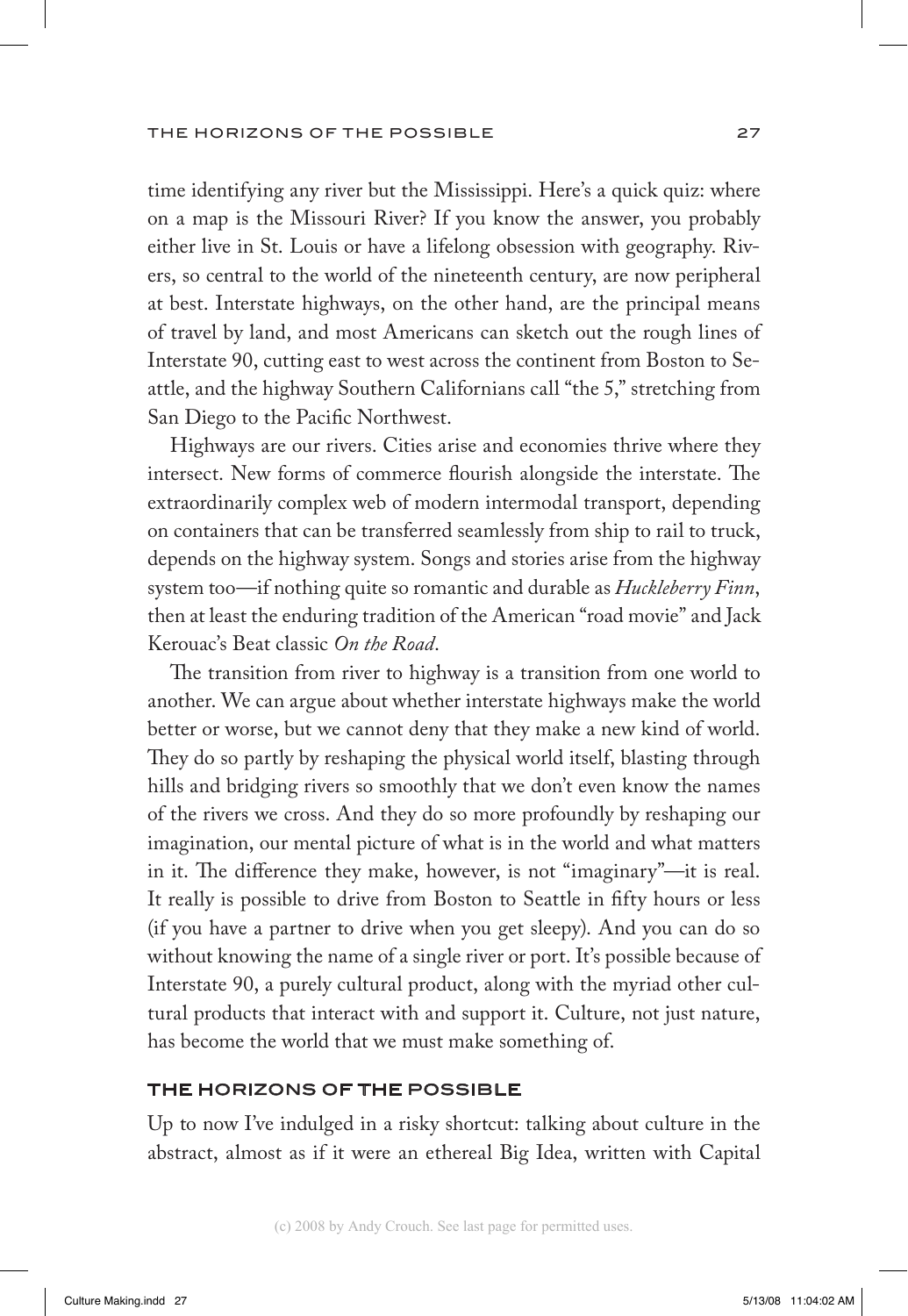time identifying any river but the Mississippi. Here's a quick quiz: where on a map is the Missouri River? If you know the answer, you probably either live in St. Louis or have a lifelong obsession with geography. Rivers, so central to the world of the nineteenth century, are now peripheral at best. Interstate highways, on the other hand, are the principal means of travel by land, and most Americans can sketch out the rough lines of Interstate 90, cutting east to west across the continent from Boston to Seattle, and the highway Southern Californians call "the 5," stretching from San Diego to the Pacific Northwest.

Highways are our rivers. Cities arise and economies thrive where they intersect. New forms of commerce flourish alongside the interstate. The extraordinarily complex web of modern intermodal transport, depending on containers that can be transferred seamlessly from ship to rail to truck, depends on the highway system. Songs and stories arise from the highway system too—if nothing quite so romantic and durable as *Huckleberry Finn*, then at least the enduring tradition of the American "road movie" and Jack Kerouac's Beat classic *On the Road*.

The transition from river to highway is a transition from one world to another. We can argue about whether interstate highways make the world better or worse, but we cannot deny that they make a new kind of world. They do so partly by reshaping the physical world itself, blasting through hills and bridging rivers so smoothly that we don't even know the names of the rivers we cross. And they do so more profoundly by reshaping our imagination, our mental picture of what is in the world and what matters in it. The difference they make, however, is not "imaginary"—it is real. It really is possible to drive from Boston to Seattle in fifty hours or less (if you have a partner to drive when you get sleepy). And you can do so without knowing the name of a single river or port. It's possible because of Interstate 90, a purely cultural product, along with the myriad other cultural products that interact with and support it. Culture, not just nature, has become the world that we must make something of.

## THE HORIZONS OF THE POSSIBLE

Up to now I've indulged in a risky shortcut: talking about culture in the abstract, almost as if it were an ethereal Big Idea, written with Capital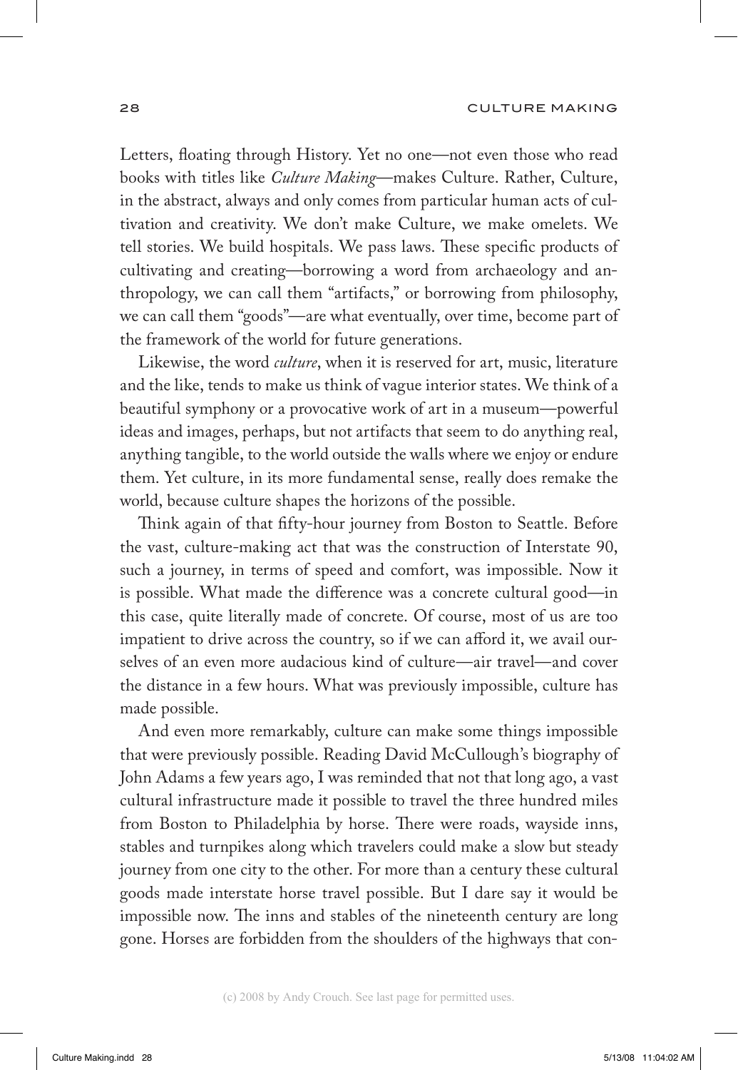Letters, floating through History. Yet no one—not even those who read books with titles like *Culture Making*—makes Culture. Rather, Culture, in the abstract, always and only comes from particular human acts of cultivation and creativity. We don't make Culture, we make omelets. We tell stories. We build hospitals. We pass laws. These specific products of cultivating and creating—borrowing a word from archaeology and anthropology, we can call them "artifacts," or borrowing from philosophy, we can call them "goods"—are what eventually, over time, become part of the framework of the world for future generations.

Likewise, the word *culture*, when it is reserved for art, music, literature and the like, tends to make us think of vague interior states. We think of a beautiful symphony or a provocative work of art in a museum—powerful ideas and images, perhaps, but not artifacts that seem to do anything real, anything tangible, to the world outside the walls where we enjoy or endure them. Yet culture, in its more fundamental sense, really does remake the world, because culture shapes the horizons of the possible.

Think again of that fifty-hour journey from Boston to Seattle. Before the vast, culture-making act that was the construction of Interstate 90, such a journey, in terms of speed and comfort, was impossible. Now it is possible. What made the difference was a concrete cultural good—in this case, quite literally made of concrete. Of course, most of us are too impatient to drive across the country, so if we can afford it, we avail ourselves of an even more audacious kind of culture—air travel—and cover the distance in a few hours. What was previously impossible, culture has made possible.

And even more remarkably, culture can make some things impossible that were previously possible. Reading David McCullough's biography of John Adams a few years ago, I was reminded that not that long ago, a vast cultural infrastructure made it possible to travel the three hundred miles from Boston to Philadelphia by horse. There were roads, wayside inns, stables and turnpikes along which travelers could make a slow but steady journey from one city to the other. For more than a century these cultural goods made interstate horse travel possible. But I dare say it would be impossible now. The inns and stables of the nineteenth century are long gone. Horses are forbidden from the shoulders of the highways that con-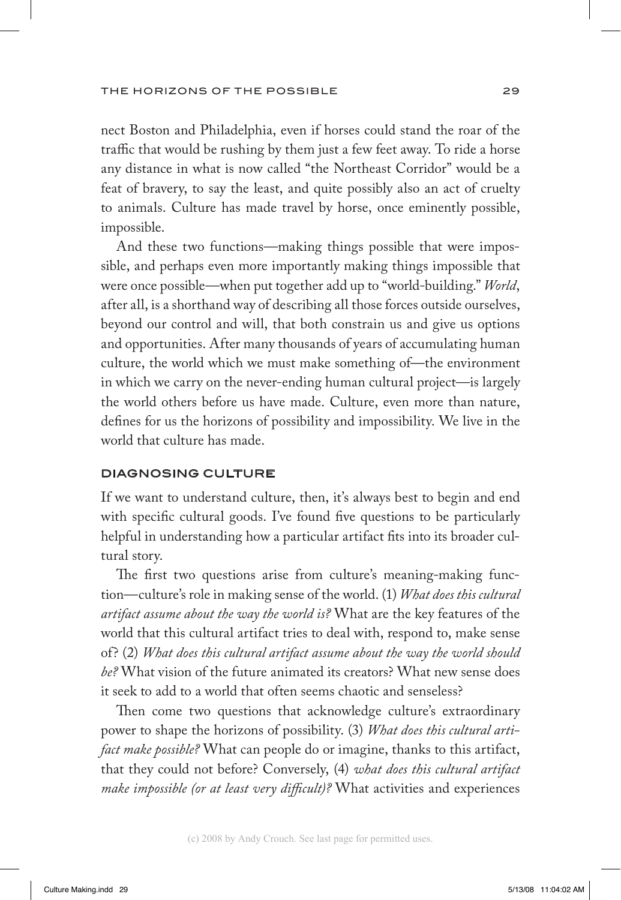nect Boston and Philadelphia, even if horses could stand the roar of the traffic that would be rushing by them just a few feet away. To ride a horse any distance in what is now called "the Northeast Corridor" would be a feat of bravery, to say the least, and quite possibly also an act of cruelty to animals. Culture has made travel by horse, once eminently possible, impossible.

And these two functions—making things possible that were impossible, and perhaps even more importantly making things impossible that were once possible—when put together add up to "world-building." *World*, after all, is a shorthand way of describing all those forces outside ourselves, beyond our control and will, that both constrain us and give us options and opportunities. After many thousands of years of accumulating human culture, the world which we must make something of—the environment in which we carry on the never-ending human cultural project—is largely the world others before us have made. Culture, even more than nature, defines for us the horizons of possibility and impossibility. We live in the world that culture has made.

## DIAGNOSING CULTURE

If we want to understand culture, then, it's always best to begin and end with specific cultural goods. I've found five questions to be particularly helpful in understanding how a particular artifact fits into its broader cultural story.

The first two questions arise from culture's meaning-making function—culture's role in making sense of the world. (1) *What does this cultural artifact assume about the way the world is?* What are the key features of the world that this cultural artifact tries to deal with, respond to, make sense of? (2) *What does this cultural artifact assume about the way the world should be?* What vision of the future animated its creators? What new sense does it seek to add to a world that often seems chaotic and senseless?

Then come two questions that acknowledge culture's extraordinary power to shape the horizons of possibility. (3) *What does this cultural artifact make possible?* What can people do or imagine, thanks to this artifact, that they could not before? Conversely, (4) *what does this cultural artifact make impossible (or at least very difficult)?* What activities and experiences

(c) 2008 by Andy Crouch. See last page for permitted uses.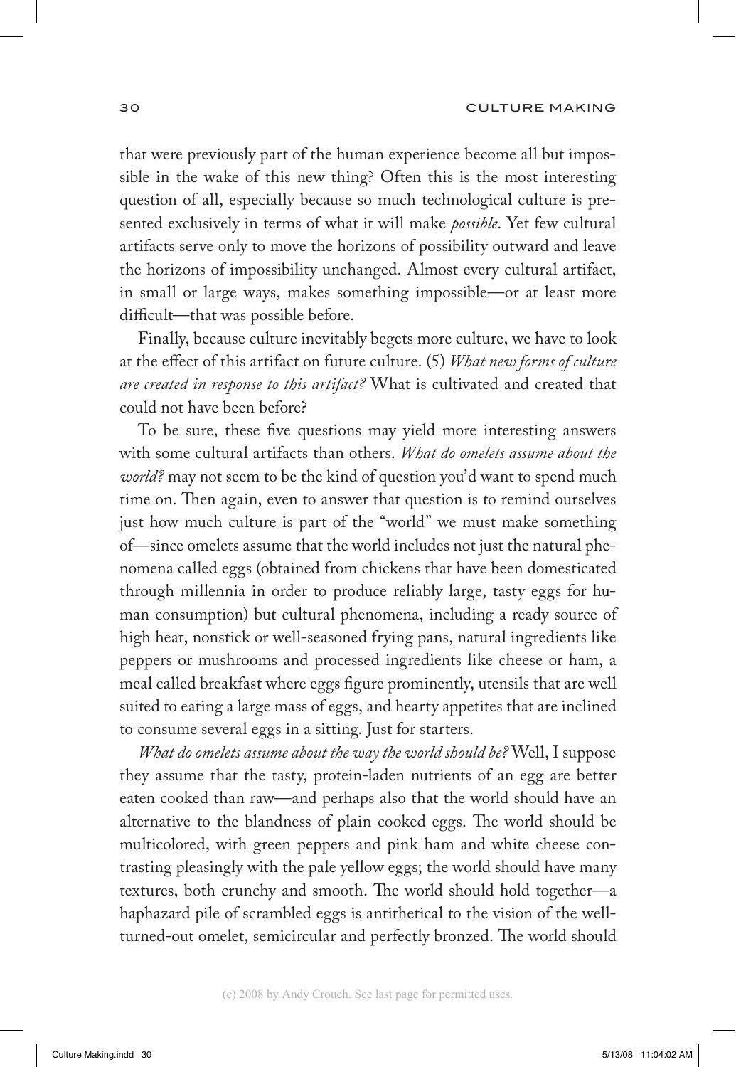that were previously part of the human experience become all but impossible in the wake of this new thing? Often this is the most interesting question of all, especially because so much technological culture is presented exclusively in terms of what it will make *possible*. Yet few cultural artifacts serve only to move the horizons of possibility outward and leave the horizons of impossibility unchanged. Almost every cultural artifact, in small or large ways, makes something impossible—or at least more difficult—that was possible before.

Finally, because culture inevitably begets more culture, we have to look at the effect of this artifact on future culture. (5) *What new forms of culture are created in response to this artifact?* What is cultivated and created that could not have been before?

To be sure, these five questions may yield more interesting answers with some cultural artifacts than others. *What do omelets assume about the world?* may not seem to be the kind of question you'd want to spend much time on. Then again, even to answer that question is to remind ourselves just how much culture is part of the "world" we must make something of—since omelets assume that the world includes not just the natural phenomena called eggs (obtained from chickens that have been domesticated through millennia in order to produce reliably large, tasty eggs for human consumption) but cultural phenomena, including a ready source of high heat, nonstick or well-seasoned frying pans, natural ingredients like peppers or mushrooms and processed ingredients like cheese or ham, a meal called breakfast where eggs figure prominently, utensils that are well suited to eating a large mass of eggs, and hearty appetites that are inclined to consume several eggs in a sitting. Just for starters.

*What do omelets assume about the way the world should be?* Well, I suppose they assume that the tasty, protein-laden nutrients of an egg are better eaten cooked than raw—and perhaps also that the world should have an alternative to the blandness of plain cooked eggs. The world should be multicolored, with green peppers and pink ham and white cheese contrasting pleasingly with the pale yellow eggs; the world should have many textures, both crunchy and smooth. The world should hold together—a haphazard pile of scrambled eggs is antithetical to the vision of the well-turned-out omelet, semicircular and perfectly bronzed. The world should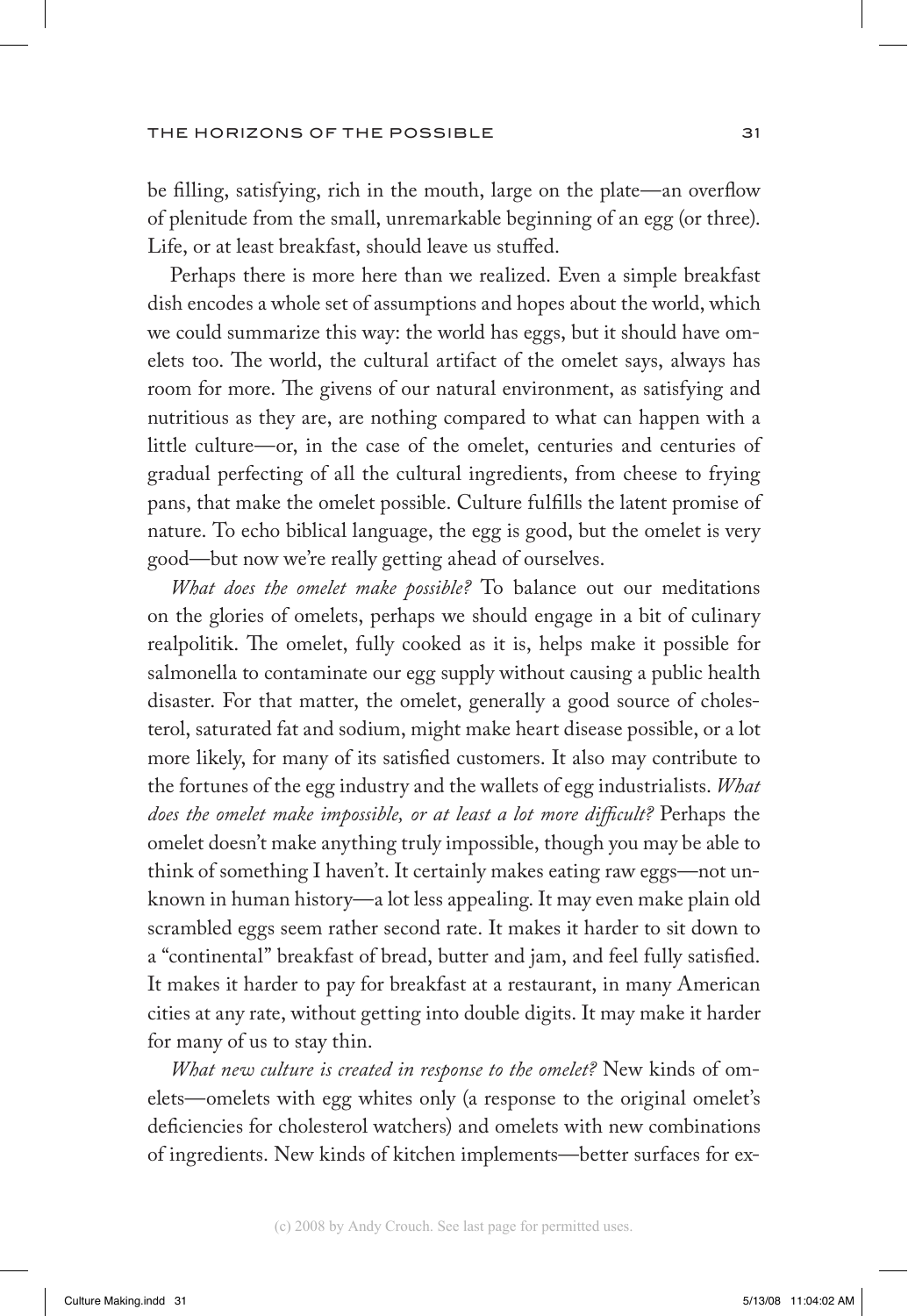be filling, satisfying, rich in the mouth, large on the plate—an overflow of plenitude from the small, unremarkable beginning of an egg (or three). Life, or at least breakfast, should leave us stuffed.

Perhaps there is more here than we realized. Even a simple breakfast dish encodes a whole set of assumptions and hopes about the world, which we could summarize this way: the world has eggs, but it should have omelets too. The world, the cultural artifact of the omelet says, always has room for more. The givens of our natural environment, as satisfying and nutritious as they are, are nothing compared to what can happen with a little culture—or, in the case of the omelet, centuries and centuries of gradual perfecting of all the cultural ingredients, from cheese to frying pans, that make the omelet possible. Culture fulfills the latent promise of nature. To echo biblical language, the egg is good, but the omelet is very good—but now we're really getting ahead of ourselves.

*What does the omelet make possible?* To balance out our meditations on the glories of omelets, perhaps we should engage in a bit of culinary realpolitik. The omelet, fully cooked as it is, helps make it possible for salmonella to contaminate our egg supply without causing a public health disaster. For that matter, the omelet, generally a good source of cholesterol, saturated fat and sodium, might make heart disease possible, or a lot more likely, for many of its satisfied customers. It also may contribute to the fortunes of the egg industry and the wallets of egg industrialists. *What does the omelet make impossible, or at least a lot more difficult?* Perhaps the omelet doesn't make anything truly impossible, though you may be able to think of something I haven't. It certainly makes eating raw eggs—not unknown in human history—a lot less appealing. It may even make plain old scrambled eggs seem rather second rate. It makes it harder to sit down to a "continental" breakfast of bread, butter and jam, and feel fully satisfied. It makes it harder to pay for breakfast at a restaurant, in many American cities at any rate, without getting into double digits. It may make it harder for many of us to stay thin.

*What new culture is created in response to the omelet?* New kinds of omelets—omelets with egg whites only (a response to the original omelet's deficiencies for cholesterol watchers) and omelets with new combinations of ingredients. New kinds of kitchen implements—better surfaces for ex-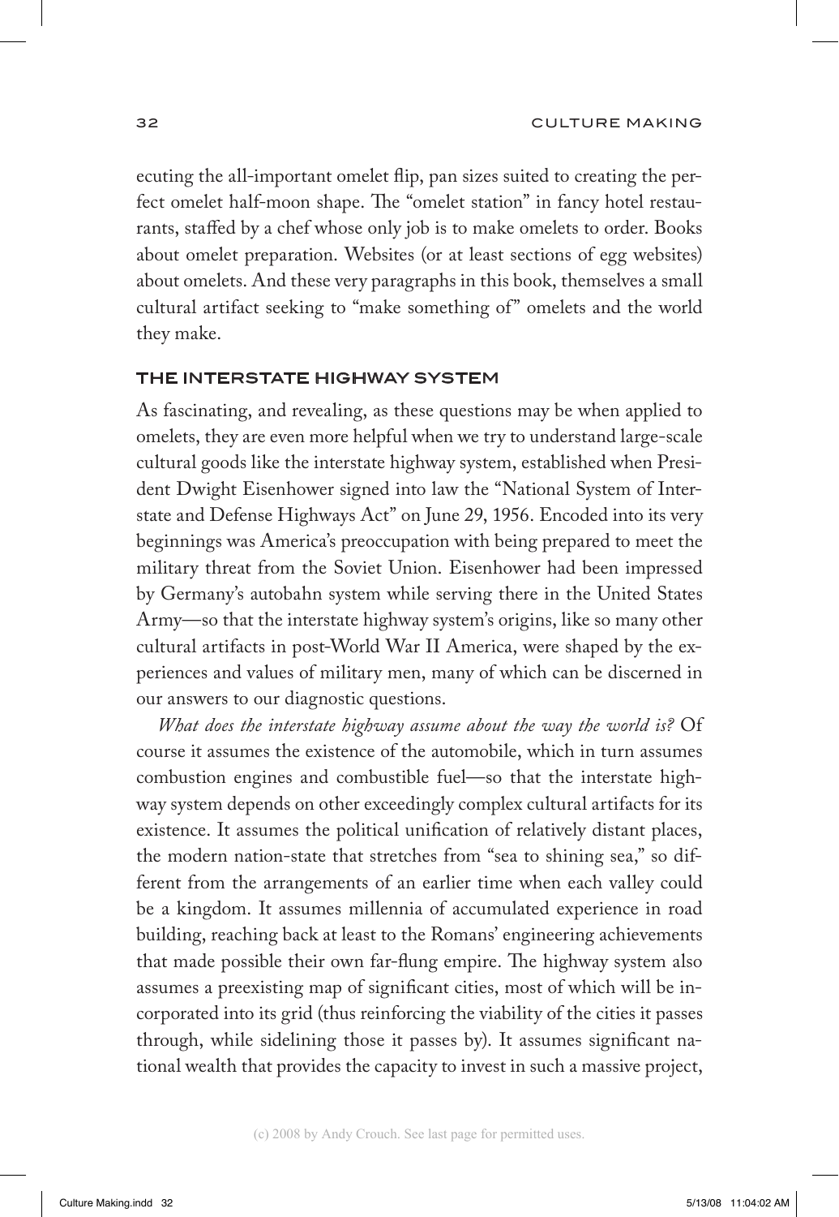ecuting the all-important omelet flip, pan sizes suited to creating the perfect omelet half-moon shape. The "omelet station" in fancy hotel restaurants, staffed by a chef whose only job is to make omelets to order. Books about omelet preparation. Websites (or at least sections of egg websites) about omelets. And these very paragraphs in this book, themselves a small cultural artifact seeking to "make something of" omelets and the world they make.

### THE INTERSTATE HIGHWAY SYSTEM

As fascinating, and revealing, as these questions may be when applied to omelets, they are even more helpful when we try to understand large-scale cultural goods like the interstate highway system, established when President Dwight Eisenhower signed into law the "National System of Interstate and Defense Highways Act" on June 29, 1956. Encoded into its very beginnings was America's preoccupation with being prepared to meet the military threat from the Soviet Union. Eisenhower had been impressed by Germany's autobahn system while serving there in the United States Army—so that the interstate highway system's origins, like so many other cultural artifacts in post-World War II America, were shaped by the experiences and values of military men, many of which can be discerned in our answers to our diagnostic questions.

*What does the interstate highway assume about the way the world is?* Of course it assumes the existence of the automobile, which in turn assumes combustion engines and combustible fuel—so that the interstate highway system depends on other exceedingly complex cultural artifacts for its existence. It assumes the political unification of relatively distant places, the modern nation-state that stretches from "sea to shining sea," so different from the arrangements of an earlier time when each valley could be a kingdom. It assumes millennia of accumulated experience in road building, reaching back at least to the Romans' engineering achievements that made possible their own far-flung empire. The highway system also assumes a preexisting map of significant cities, most of which will be incorporated into its grid (thus reinforcing the viability of the cities it passes through, while sidelining those it passes by). It assumes significant national wealth that provides the capacity to invest in such a massive project,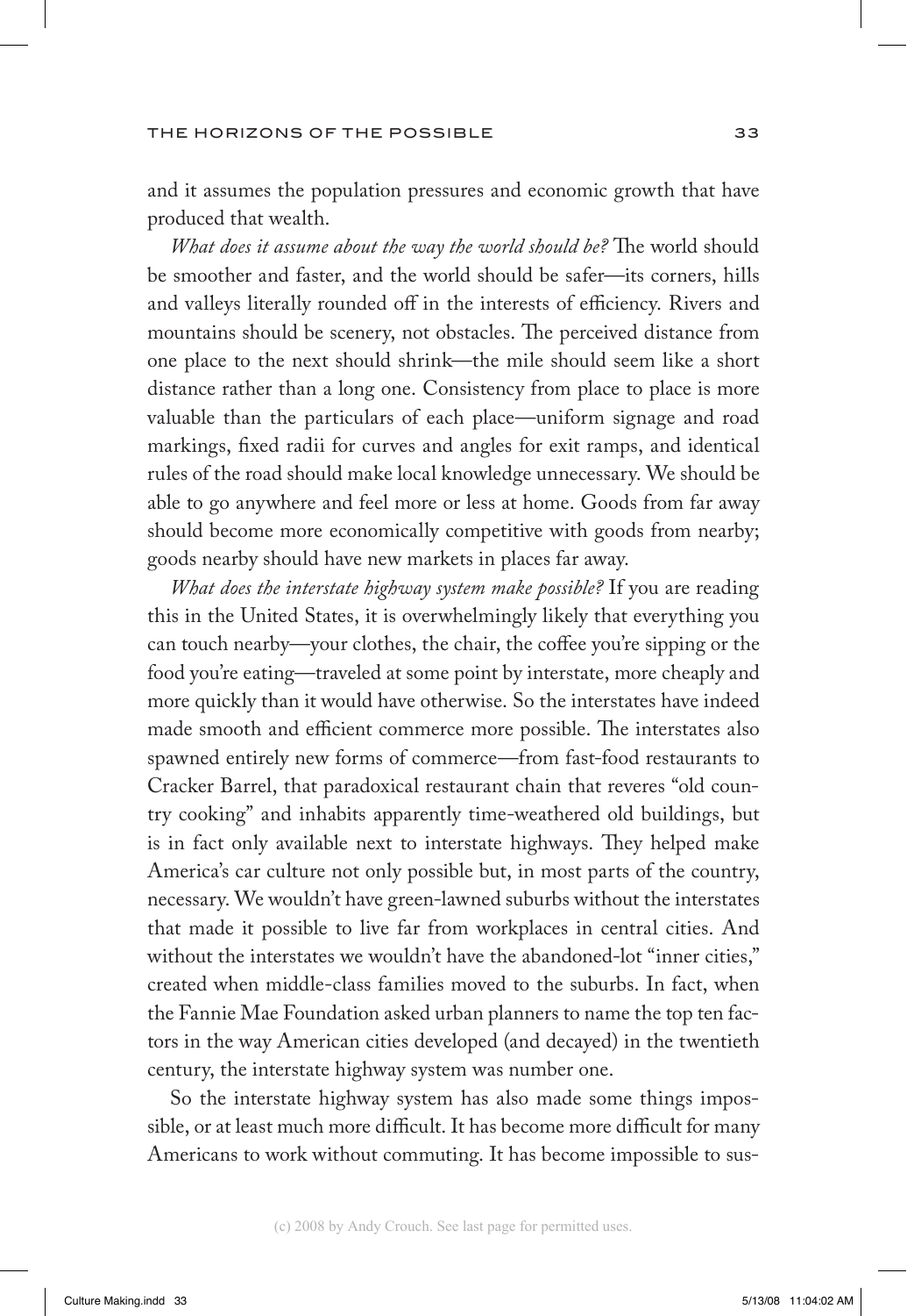and it assumes the population pressures and economic growth that have produced that wealth.

*What does it assume about the way the world should be?* The world should be smoother and faster, and the world should be safer—its corners, hills and valleys literally rounded off in the interests of efficiency. Rivers and mountains should be scenery, not obstacles. The perceived distance from one place to the next should shrink—the mile should seem like a short distance rather than a long one. Consistency from place to place is more valuable than the particulars of each place—uniform signage and road markings, fixed radii for curves and angles for exit ramps, and identical rules of the road should make local knowledge unnecessary. We should be able to go anywhere and feel more or less at home. Goods from far away should become more economically competitive with goods from nearby; goods nearby should have new markets in places far away.

*What does the interstate highway system make possible?* If you are reading this in the United States, it is overwhelmingly likely that everything you can touch nearby—your clothes, the chair, the coffee you're sipping or the food you're eating—traveled at some point by interstate, more cheaply and more quickly than it would have otherwise. So the interstates have indeed made smooth and efficient commerce more possible. The interstates also spawned entirely new forms of commerce—from fast-food restaurants to Cracker Barrel, that paradoxical restaurant chain that reveres "old country cooking" and inhabits apparently time-weathered old buildings, but is in fact only available next to interstate highways. They helped make America's car culture not only possible but, in most parts of the country, necessary. We wouldn't have green-lawned suburbs without the interstates that made it possible to live far from workplaces in central cities. And without the interstates we wouldn't have the abandoned-lot "inner cities," created when middle-class families moved to the suburbs. In fact, when the Fannie Mae Foundation asked urban planners to name the top ten factors in the way American cities developed (and decayed) in the twentieth century, the interstate highway system was number one.

So the interstate highway system has also made some things impossible, or at least much more difficult. It has become more difficult for many Americans to work without commuting. It has become impossible to sus-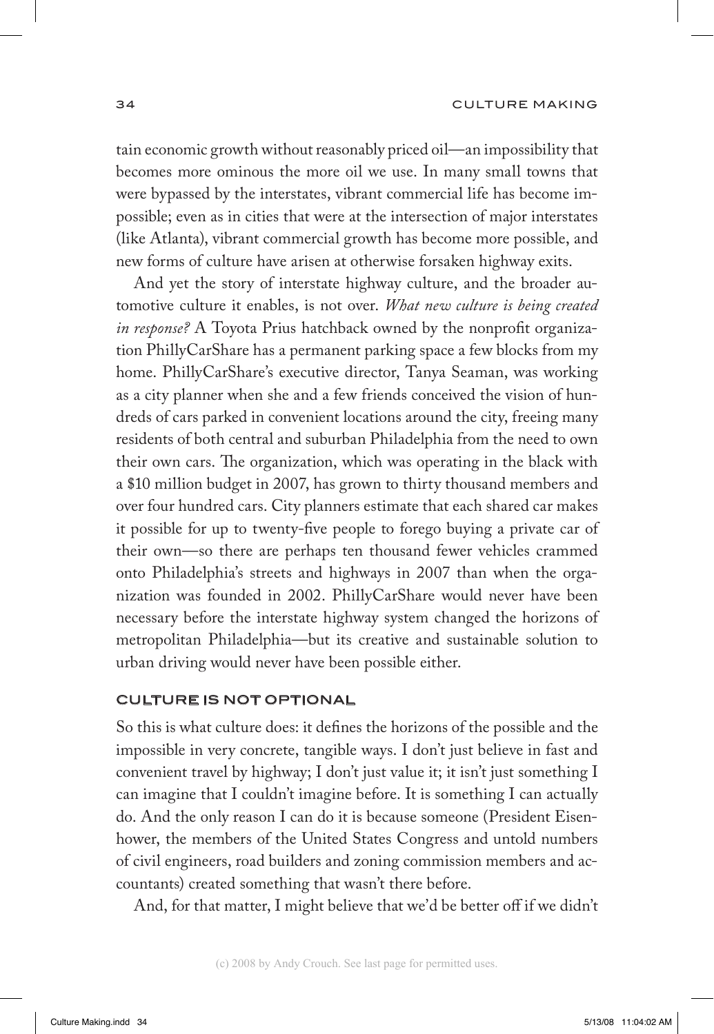tain economic growth without reasonably priced oil—an impossibility that becomes more ominous the more oil we use. In many small towns that were bypassed by the interstates, vibrant commercial life has become impossible; even as in cities that were at the intersection of major interstates (like Atlanta), vibrant commercial growth has become more possible, and new forms of culture have arisen at otherwise forsaken highway exits.

And yet the story of interstate highway culture, and the broader automotive culture it enables, is not over. *What new culture is being created in response?* A Toyota Prius hatchback owned by the nonprofit organization PhillyCarShare has a permanent parking space a few blocks from my home. PhillyCarShare's executive director, Tanya Seaman, was working as a city planner when she and a few friends conceived the vision of hundreds of cars parked in convenient locations around the city, freeing many residents of both central and suburban Philadelphia from the need to own their own cars. The organization, which was operating in the black with a $10 million budget in 2007, has grown to thirty thousand members and over four hundred cars. City planners estimate that each shared car makes it possible for up to twenty-five people to forego buying a private car of their own—so there are perhaps ten thousand fewer vehicles crammed onto Philadelphia's streets and highways in 2007 than when the organization was founded in 2002. PhillyCarShare would never have been necessary before the interstate highway system changed the horizons of metropolitan Philadelphia—but its creative and sustainable solution to urban driving would never have been possible either.

## CULTURE IS NOT OPTIONAL

So this is what culture does: it defines the horizons of the possible and the impossible in very concrete, tangible ways. I don't just believe in fast and convenient travel by highway; I don't just value it; it isn't just something I can imagine that I couldn't imagine before. It is something I can actually do. And the only reason I can do it is because someone (President Eisenhower, the members of the United States Congress and untold numbers of civil engineers, road builders and zoning commission members and accountants) created something that wasn't there before.

And, for that matter, I might believe that we'd be better off if we didn't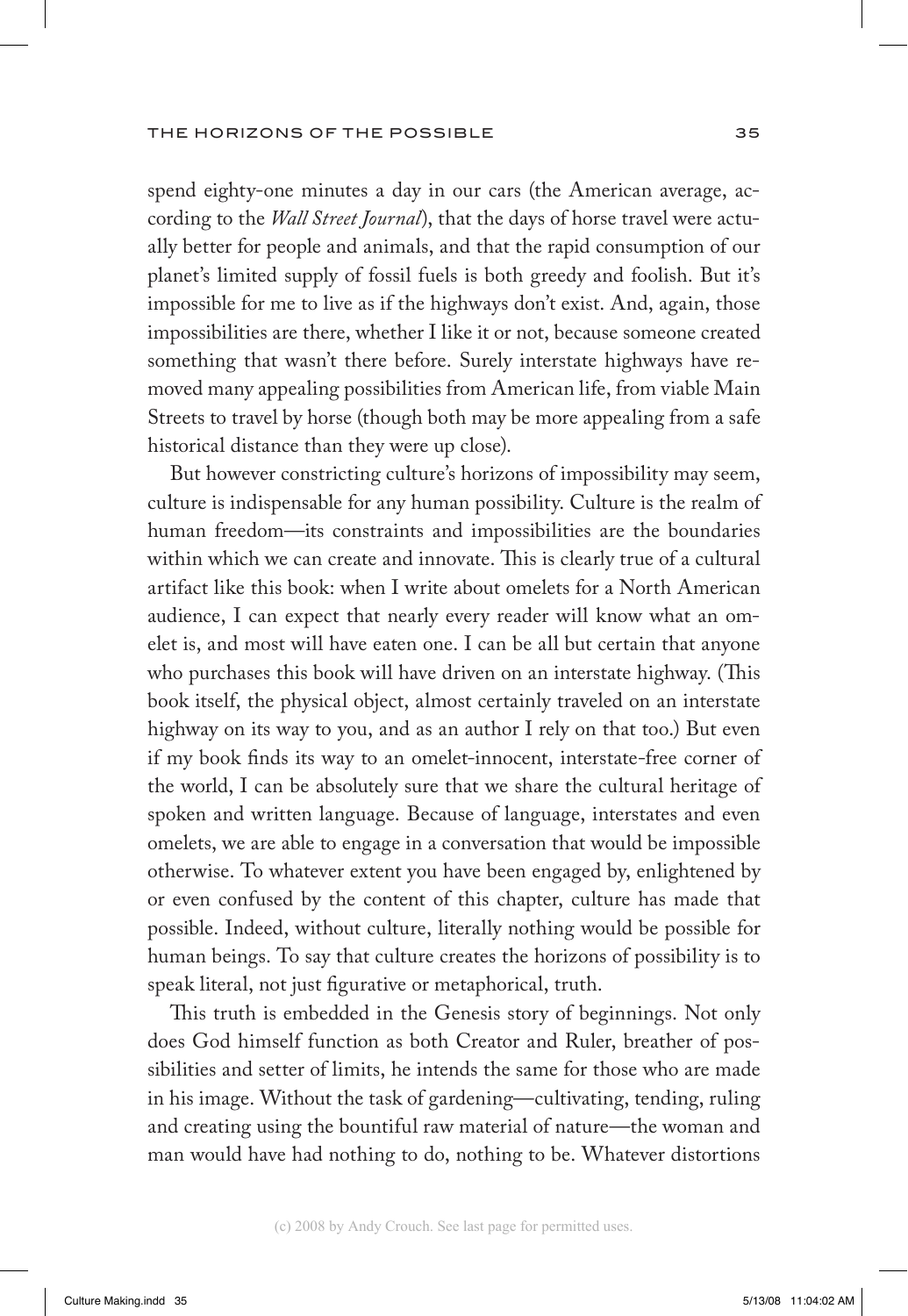spend eighty-one minutes a day in our cars (the American average, according to the *Wall Street Journal*), that the days of horse travel were actually better for people and animals, and that the rapid consumption of our planet's limited supply of fossil fuels is both greedy and foolish. But it's impossible for me to live as if the highways don't exist. And, again, those impossibilities are there, whether I like it or not, because someone created something that wasn't there before. Surely interstate highways have removed many appealing possibilities from American life, from viable Main Streets to travel by horse (though both may be more appealing from a safe historical distance than they were up close).

But however constricting culture's horizons of impossibility may seem, culture is indispensable for any human possibility. Culture is the realm of human freedom—its constraints and impossibilities are the boundaries within which we can create and innovate. This is clearly true of a cultural artifact like this book: when I write about omelets for a North American audience, I can expect that nearly every reader will know what an omelet is, and most will have eaten one. I can be all but certain that anyone who purchases this book will have driven on an interstate highway. (This book itself, the physical object, almost certainly traveled on an interstate highway on its way to you, and as an author I rely on that too.) But even if my book finds its way to an omelet-innocent, interstate-free corner of the world, I can be absolutely sure that we share the cultural heritage of spoken and written language. Because of language, interstates and even omelets, we are able to engage in a conversation that would be impossible otherwise. To whatever extent you have been engaged by, enlightened by or even confused by the content of this chapter, culture has made that possible. Indeed, without culture, literally nothing would be possible for human beings. To say that culture creates the horizons of possibility is to speak literal, not just figurative or metaphorical, truth.

This truth is embedded in the Genesis story of beginnings. Not only does God himself function as both Creator and Ruler, breather of possibilities and setter of limits, he intends the same for those who are made in his image. Without the task of gardening—cultivating, tending, ruling and creating using the bountiful raw material of nature—the woman and man would have had nothing to do, nothing to be. Whatever distortions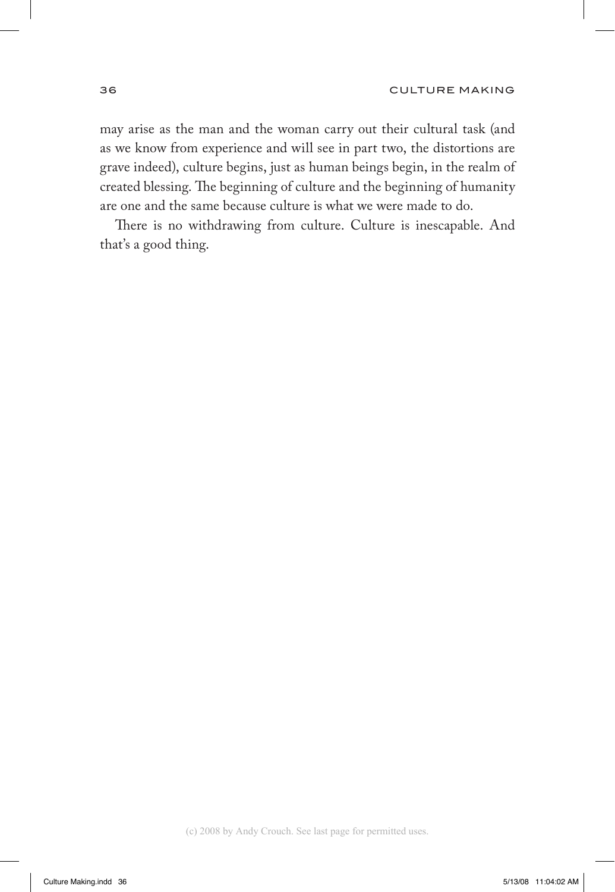may arise as the man and the woman carry out their cultural task (and as we know from experience and will see in part two, the distortions are grave indeed), culture begins, just as human beings begin, in the realm of created blessing. The beginning of culture and the beginning of humanity are one and the same because culture is what we were made to do.

There is no withdrawing from culture. Culture is inescapable. And that's a good thing.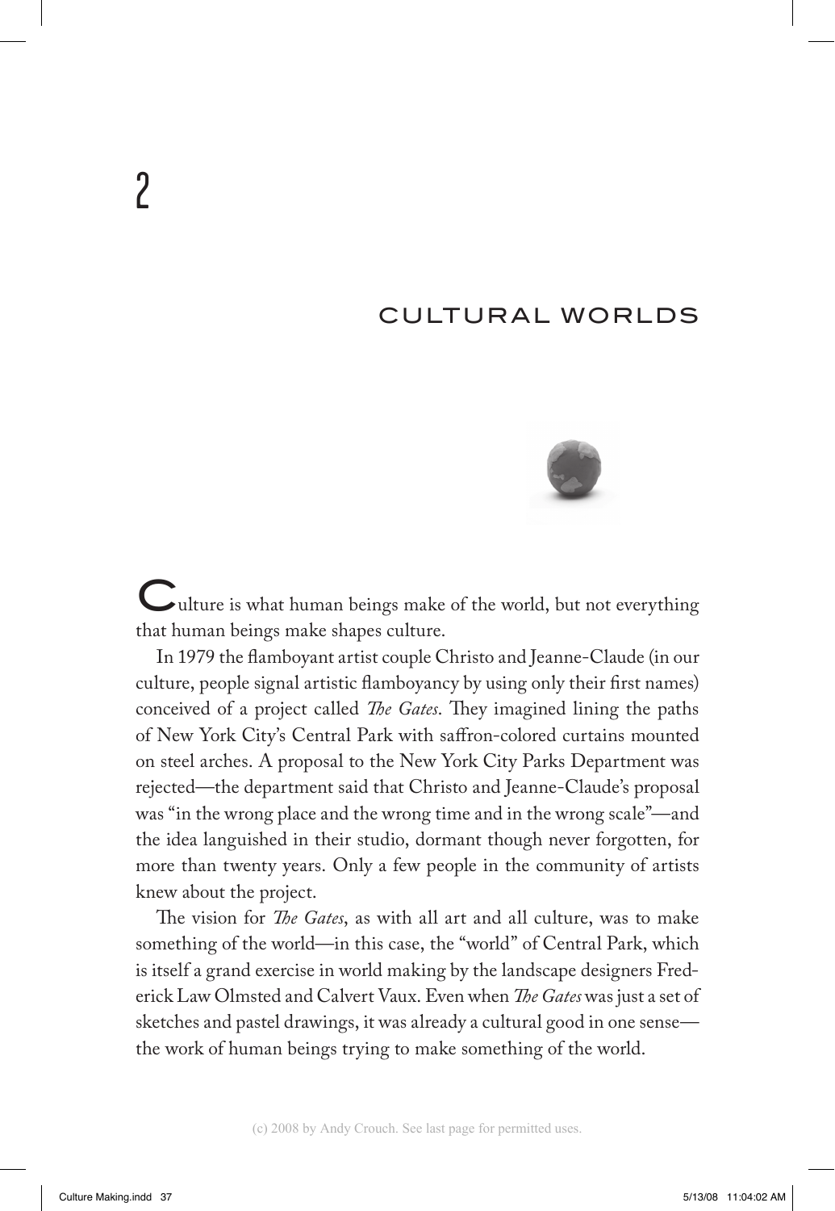# 2

## CULTURAL WORLDS

Culture is what human beings make of the world, but not everything that human beings make shapes culture.

In 1979 the flamboyant artist couple Christo and Jeanne-Claude (in our culture, people signal artistic flamboyancy by using only their first names) conceived of a project called *The Gates*. They imagined lining the paths of New York City's Central Park with saffron-colored curtains mounted on steel arches. A proposal to the New York City Parks Department was rejected—the department said that Christo and Jeanne-Claude's proposal was "in the wrong place and the wrong time and in the wrong scale"—and the idea languished in their studio, dormant though never forgotten, for more than twenty years. Only a few people in the community of artists knew about the project.

The vision for *The Gates*, as with all art and all culture, was to make something of the world—in this case, the "world" of Central Park, which is itself a grand exercise in world making by the landscape designers Frederick Law Olmsted and Calvert Vaux. Even when *The Gates* was just a set of sketches and pastel drawings, it was already a cultural good in one sense—the work of human beings trying to make something of the world.

(c) 2008 by Andy Crouch. See last page for permitted uses.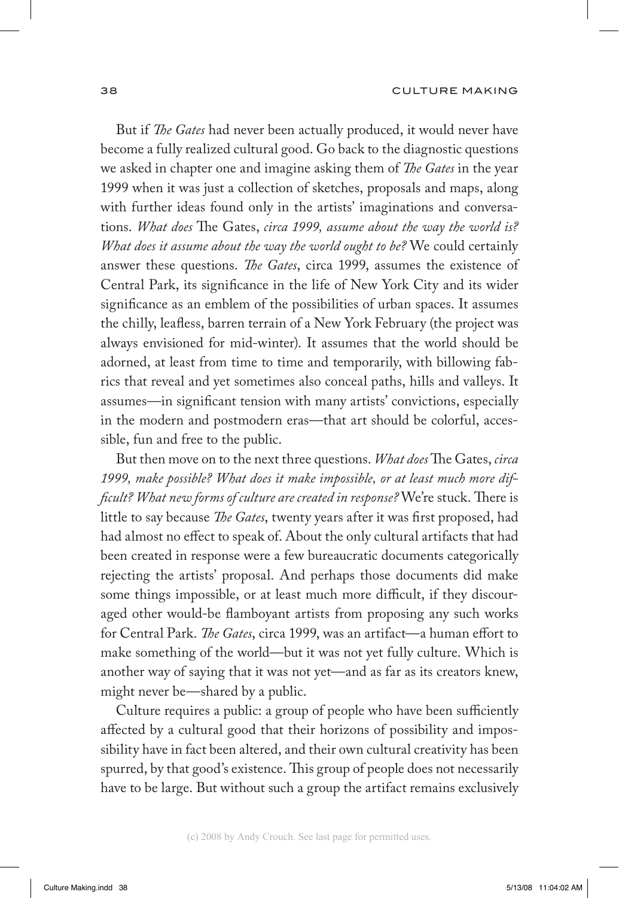But if *The Gates* had never been actually produced, it would never have become a fully realized cultural good. Go back to the diagnostic questions we asked in chapter one and imagine asking them of *The Gates* in the year 1999 when it was just a collection of sketches, proposals and maps, along with further ideas found only in the artists' imaginations and conversations. *What does* The Gates, *circa 1999, assume about the way the world is? What does it assume about the way the world ought to be?* We could certainly answer these questions. *The Gates*, circa 1999, assumes the existence of Central Park, its significance in the life of New York City and its wider significance as an emblem of the possibilities of urban spaces. It assumes the chilly, leafless, barren terrain of a New York February (the project was always envisioned for mid-winter). It assumes that the world should be adorned, at least from time to time and temporarily, with billowing fabrics that reveal and yet sometimes also conceal paths, hills and valleys. It assumes—in significant tension with many artists' convictions, especially in the modern and postmodern eras—that art should be colorful, accessible, fun and free to the public.

But then move on to the next three questions. *What does* The Gates, *circa 1999, make possible? What does it make impossible, or at least much more difficult? What new forms of culture are created in response?* We're stuck. There is little to say because *The Gates*, twenty years after it was first proposed, had had almost no effect to speak of. About the only cultural artifacts that had been created in response were a few bureaucratic documents categorically rejecting the artists' proposal. And perhaps those documents did make some things impossible, or at least much more difficult, if they discouraged other would-be flamboyant artists from proposing any such works for Central Park. *The Gates*, circa 1999, was an artifact—a human effort to make something of the world—but it was not yet fully culture. Which is another way of saying that it was not yet—and as far as its creators knew, might never be—shared by a public.

Culture requires a public: a group of people who have been sufficiently affected by a cultural good that their horizons of possibility and impossibility have in fact been altered, and their own cultural creativity has been spurred, by that good's existence. This group of people does not necessarily have to be large. But without such a group the artifact remains exclusively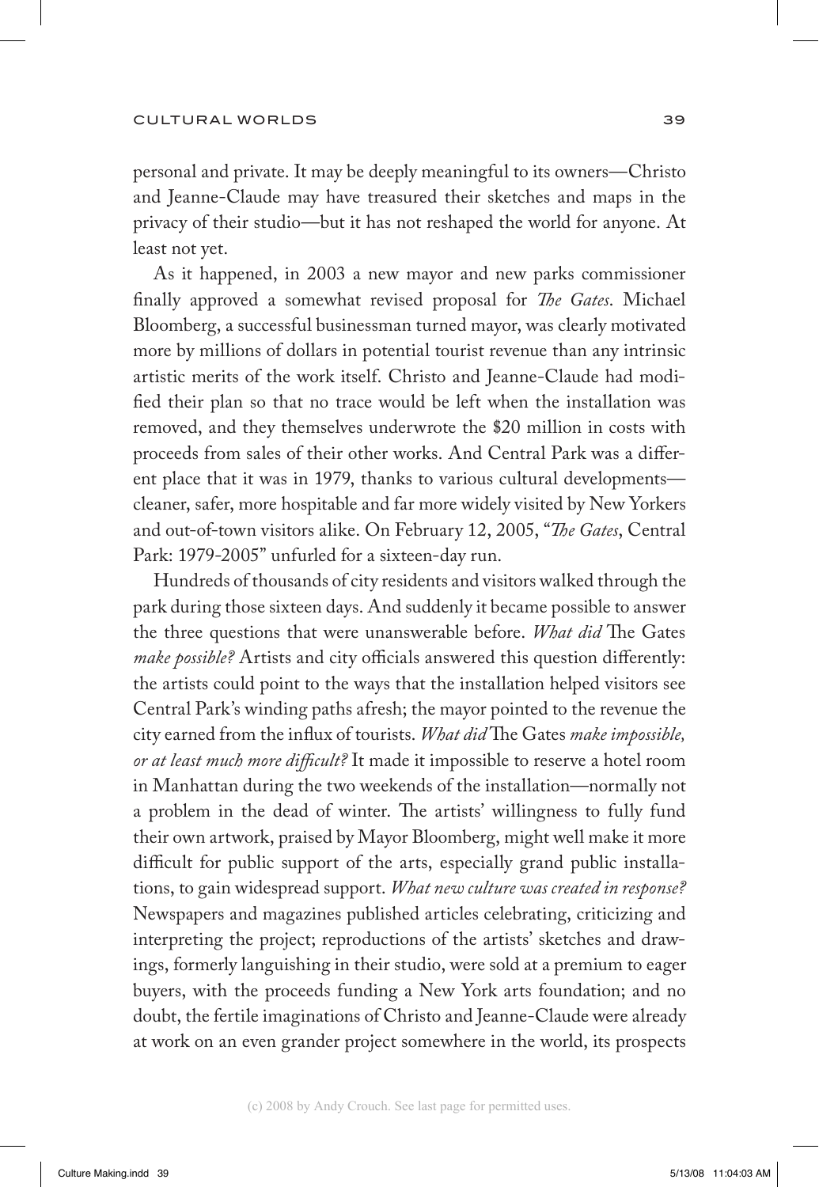personal and private. It may be deeply meaningful to its owners—Christo and Jeanne-Claude may have treasured their sketches and maps in the privacy of their studio—but it has not reshaped the world for anyone. At least not yet.

As it happened, in 2003 a new mayor and new parks commissioner finally approved a somewhat revised proposal for *The Gates*. Michael Bloomberg, a successful businessman turned mayor, was clearly motivated more by millions of dollars in potential tourist revenue than any intrinsic artistic merits of the work itself. Christo and Jeanne-Claude had modified their plan so that no trace would be left when the installation was removed, and they themselves underwrote the $20 million in costs with proceeds from sales of their other works. And Central Park was a different place that it was in 1979, thanks to various cultural developments—cleaner, safer, more hospitable and far more widely visited by New Yorkers and out-of-town visitors alike. On February 12, 2005, "*The Gates*, Central Park: 1979-2005" unfurled for a sixteen-day run.

Hundreds of thousands of city residents and visitors walked through the park during those sixteen days. And suddenly it became possible to answer the three questions that were unanswerable before. *What did* The Gates *make possible?* Artists and city officials answered this question differently: the artists could point to the ways that the installation helped visitors see Central Park's winding paths afresh; the mayor pointed to the revenue the city earned from the influx of tourists. *What did* The Gates *make impossible, or at least much more difficult?* It made it impossible to reserve a hotel room in Manhattan during the two weekends of the installation—normally not a problem in the dead of winter. The artists' willingness to fully fund their own artwork, praised by Mayor Bloomberg, might well make it more difficult for public support of the arts, especially grand public installations, to gain widespread support. *What new culture was created in response?* Newspapers and magazines published articles celebrating, criticizing and interpreting the project; reproductions of the artists' sketches and drawings, formerly languishing in their studio, were sold at a premium to eager buyers, with the proceeds funding a New York arts foundation; and no doubt, the fertile imaginations of Christo and Jeanne-Claude were already at work on an even grander project somewhere in the world, its prospects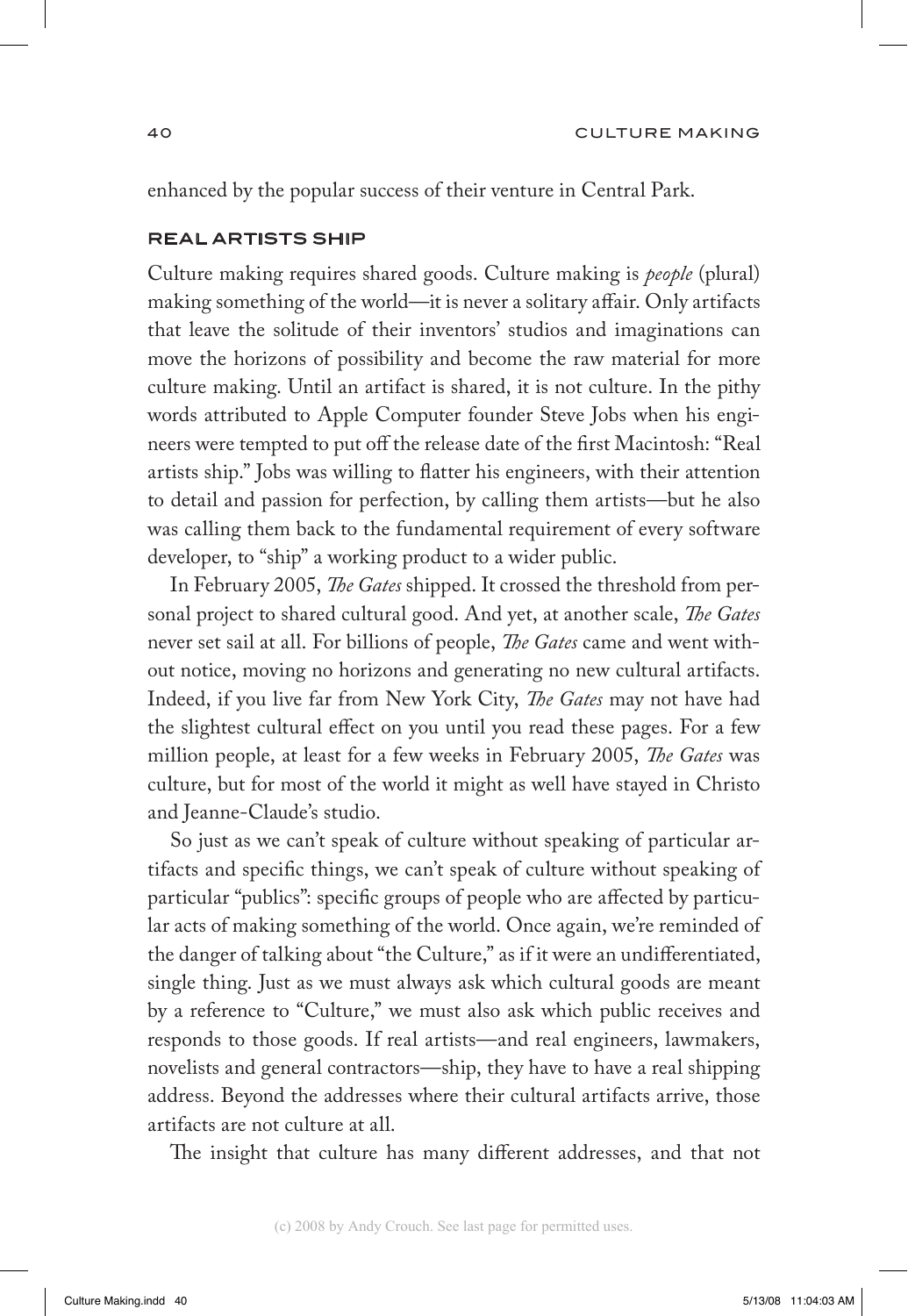enhanced by the popular success of their venture in Central Park.

### REAL ARTISTS SHIP

Culture making requires shared goods. Culture making is *people* (plural) making something of the world—it is never a solitary affair. Only artifacts that leave the solitude of their inventors' studios and imaginations can move the horizons of possibility and become the raw material for more culture making. Until an artifact is shared, it is not culture. In the pithy words attributed to Apple Computer founder Steve Jobs when his engineers were tempted to put off the release date of the first Macintosh: "Real artists ship." Jobs was willing to flatter his engineers, with their attention to detail and passion for perfection, by calling them artists—but he also was calling them back to the fundamental requirement of every software developer, to "ship" a working product to a wider public.

In February 2005, *The Gates* shipped. It crossed the threshold from personal project to shared cultural good. And yet, at another scale, *The Gates* never set sail at all. For billions of people, *The Gates* came and went without notice, moving no horizons and generating no new cultural artifacts. Indeed, if you live far from New York City, *The Gates* may not have had the slightest cultural effect on you until you read these pages. For a few million people, at least for a few weeks in February 2005, *The Gates* was culture, but for most of the world it might as well have stayed in Christo and Jeanne-Claude's studio.

So just as we can't speak of culture without speaking of particular artifacts and specific things, we can't speak of culture without speaking of particular "publics": specific groups of people who are affected by particular acts of making something of the world. Once again, we're reminded of the danger of talking about "the Culture," as if it were an undifferentiated, single thing. Just as we must always ask which cultural goods are meant by a reference to "Culture," we must also ask which public receives and responds to those goods. If real artists—and real engineers, lawmakers, novelists and general contractors—ship, they have to have a real shipping address. Beyond the addresses where their cultural artifacts arrive, those artifacts are not culture at all.

The insight that culture has many different addresses, and that not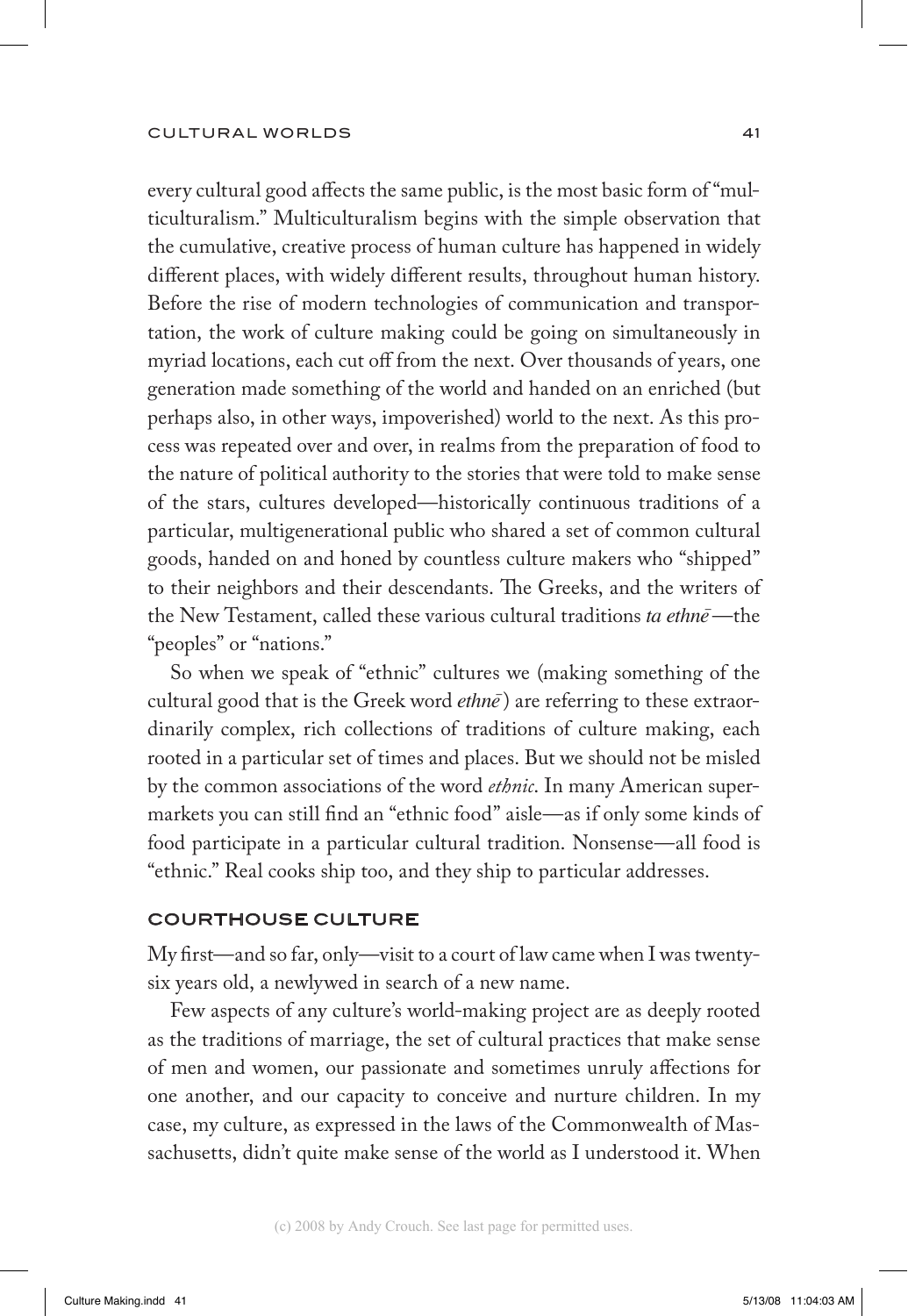every cultural good affects the same public, is the most basic form of "multiculturalism." Multiculturalism begins with the simple observation that the cumulative, creative process of human culture has happened in widely different places, with widely different results, throughout human history. Before the rise of modern technologies of communication and transportation, the work of culture making could be going on simultaneously in myriad locations, each cut off from the next. Over thousands of years, one generation made something of the world and handed on an enriched (but perhaps also, in other ways, impoverished) world to the next. As this process was repeated over and over, in realms from the preparation of food to the nature of political authority to the stories that were told to make sense of the stars, cultures developed—historically continuous traditions of a particular, multigenerational public who shared a set of common cultural goods, handed on and honed by countless culture makers who "shipped" to their neighbors and their descendants. The Greeks, and the writers of the New Testament, called these various cultural traditions *ta ethnē*—the "peoples" or "nations."

So when we speak of "ethnic" cultures we (making something of the cultural good that is the Greek word *ethnē*) are referring to these extraordinarily complex, rich collections of traditions of culture making, each rooted in a particular set of times and places. But we should not be misled by the common associations of the word *ethnic*. In many American supermarkets you can still find an "ethnic food" aisle—as if only some kinds of food participate in a particular cultural tradition. Nonsense—all food is "ethnic." Real cooks ship too, and they ship to particular addresses.

## COURTHOUSE CULTURE

My first—and so far, only—visit to a court of law came when I was twenty-six years old, a newlywed in search of a new name.

Few aspects of any culture's world-making project are as deeply rooted as the traditions of marriage, the set of cultural practices that make sense of men and women, our passionate and sometimes unruly affections for one another, and our capacity to conceive and nurture children. In my case, my culture, as expressed in the laws of the Commonwealth of Massachusetts, didn't quite make sense of the world as I understood it. When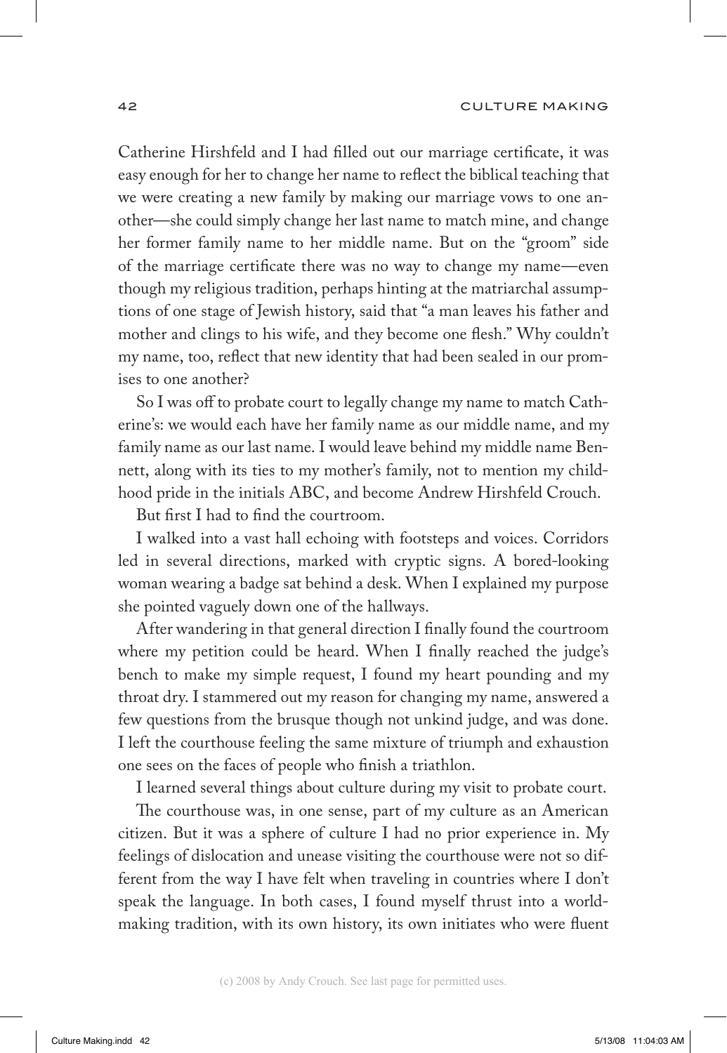Catherine Hirshfeld and I had filled out our marriage certificate, it was easy enough for her to change her name to reflect the biblical teaching that we were creating a new family by making our marriage vows to one another—she could simply change her last name to match mine, and change her former family name to her middle name. But on the "groom" side of the marriage certificate there was no way to change my name—even though my religious tradition, perhaps hinting at the matriarchal assumptions of one stage of Jewish history, said that "a man leaves his father and mother and clings to his wife, and they become one flesh." Why couldn't my name, too, reflect that new identity that had been sealed in our promises to one another?

So I was off to probate court to legally change my name to match Catherine's: we would each have her family name as our middle name, and my family name as our last name. I would leave behind my middle name Bennett, along with its ties to my mother's family, not to mention my childhood pride in the initials ABC, and become Andrew Hirshfeld Crouch.

But first I had to find the courtroom.

I walked into a vast hall echoing with footsteps and voices. Corridors led in several directions, marked with cryptic signs. A bored-looking woman wearing a badge sat behind a desk. When I explained my purpose she pointed vaguely down one of the hallways.

After wandering in that general direction I finally found the courtroom where my petition could be heard. When I finally reached the judge's bench to make my simple request, I found my heart pounding and my throat dry. I stammered out my reason for changing my name, answered a few questions from the brusque though not unkind judge, and was done. I left the courthouse feeling the same mixture of triumph and exhaustion one sees on the faces of people who finish a triathlon.

I learned several things about culture during my visit to probate court.

The courthouse was, in one sense, part of my culture as an American citizen. But it was a sphere of culture I had no prior experience in. My feelings of dislocation and unease visiting the courthouse were not so different from the way I have felt when traveling in countries where I don't speak the language. In both cases, I found myself thrust into a world-making tradition, with its own history, its own initiates who were fluent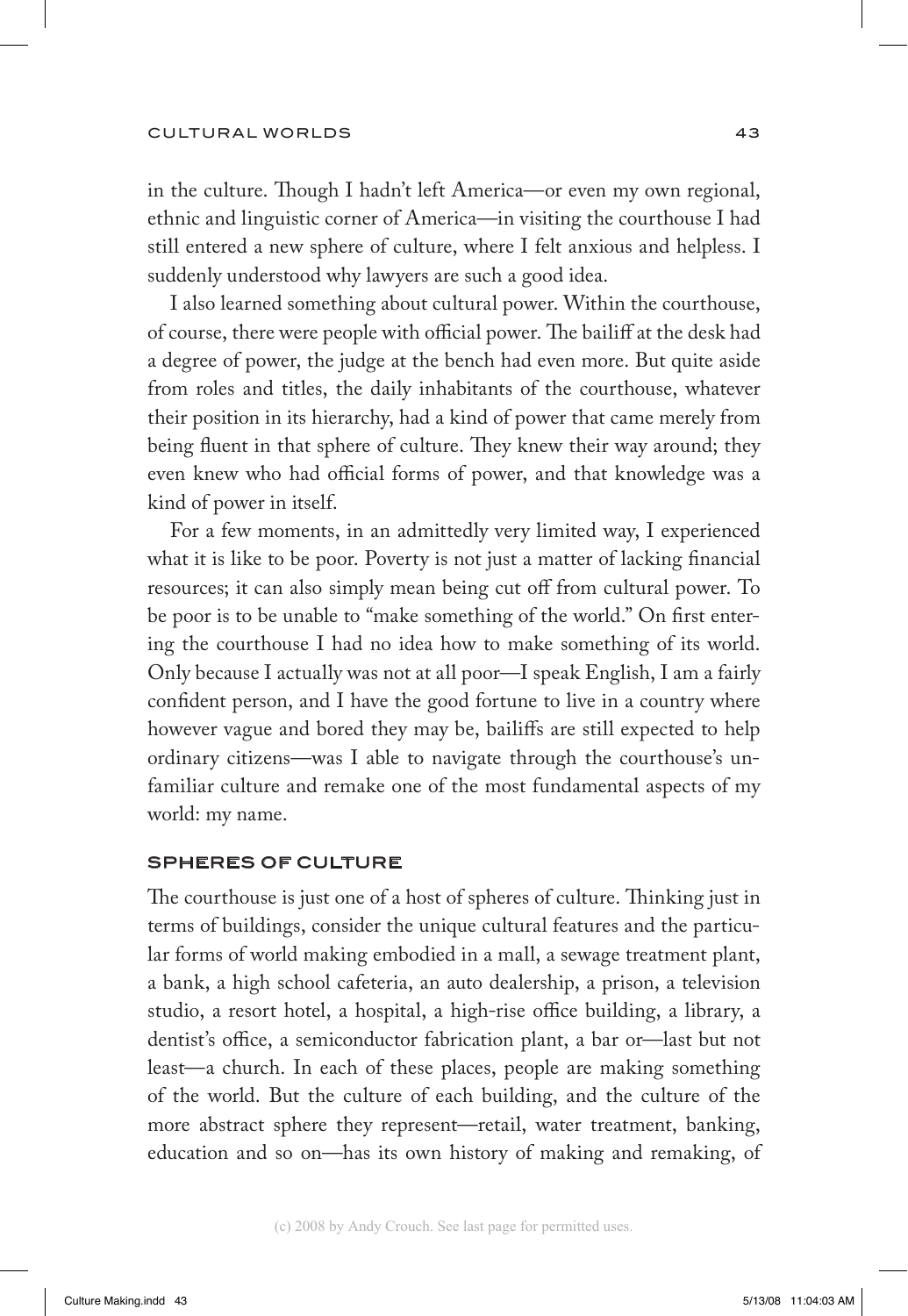in the culture. Though I hadn't left America—or even my own regional, ethnic and linguistic corner of America—in visiting the courthouse I had still entered a new sphere of culture, where I felt anxious and helpless. I suddenly understood why lawyers are such a good idea.

I also learned something about cultural power. Within the courthouse, of course, there were people with official power. The bailiff at the desk had a degree of power, the judge at the bench had even more. But quite aside from roles and titles, the daily inhabitants of the courthouse, whatever their position in its hierarchy, had a kind of power that came merely from being fluent in that sphere of culture. They knew their way around; they even knew who had official forms of power, and that knowledge was a kind of power in itself.

For a few moments, in an admittedly very limited way, I experienced what it is like to be poor. Poverty is not just a matter of lacking financial resources; it can also simply mean being cut off from cultural power. To be poor is to be unable to "make something of the world." On first entering the courthouse I had no idea how to make something of its world. Only because I actually was not at all poor—I speak English, I am a fairly confident person, and I have the good fortune to live in a country where however vague and bored they may be, bailiffs are still expected to help ordinary citizens—was I able to navigate through the courthouse's unfamiliar culture and remake one of the most fundamental aspects of my world: my name.

## SPHERES OF CULTURE

The courthouse is just one of a host of spheres of culture. Thinking just in terms of buildings, consider the unique cultural features and the particular forms of world making embodied in a mall, a sewage treatment plant, a bank, a high school cafeteria, an auto dealership, a prison, a television studio, a resort hotel, a hospital, a high-rise office building, a library, a dentist's office, a semiconductor fabrication plant, a bar or—last but not least—a church. In each of these places, people are making something of the world. But the culture of each building, and the culture of the more abstract sphere they represent—retail, water treatment, banking, education and so on—has its own history of making and remaking, of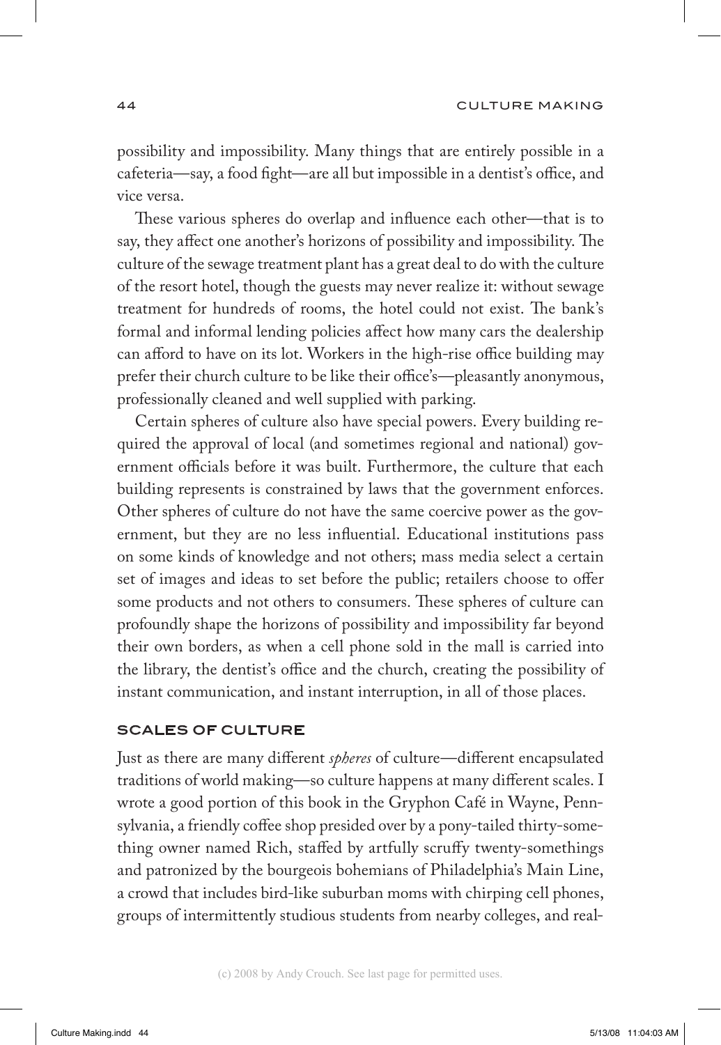possibility and impossibility. Many things that are entirely possible in a cafeteria—say, a food fight—are all but impossible in a dentist's office, and vice versa.

These various spheres do overlap and influence each other—that is to say, they affect one another's horizons of possibility and impossibility. The culture of the sewage treatment plant has a great deal to do with the culture of the resort hotel, though the guests may never realize it: without sewage treatment for hundreds of rooms, the hotel could not exist. The bank's formal and informal lending policies affect how many cars the dealership can afford to have on its lot. Workers in the high-rise office building may prefer their church culture to be like their office's—pleasantly anonymous, professionally cleaned and well supplied with parking.

Certain spheres of culture also have special powers. Every building required the approval of local (and sometimes regional and national) government officials before it was built. Furthermore, the culture that each building represents is constrained by laws that the government enforces. Other spheres of culture do not have the same coercive power as the government, but they are no less influential. Educational institutions pass on some kinds of knowledge and not others; mass media select a certain set of images and ideas to set before the public; retailers choose to offer some products and not others to consumers. These spheres of culture can profoundly shape the horizons of possibility and impossibility far beyond their own borders, as when a cell phone sold in the mall is carried into the library, the dentist's office and the church, creating the possibility of instant communication, and instant interruption, in all of those places.

## SCALES OF CULTURE

Just as there are many different *spheres* of culture—different encapsulated traditions of world making—so culture happens at many different scales. I wrote a good portion of this book in the Gryphon Café in Wayne, Pennsylvania, a friendly coffee shop presided over by a pony-tailed thirty-something owner named Rich, staffed by artfully scruffy twenty-somethings and patronized by the bourgeois bohemians of Philadelphia's Main Line, a crowd that includes bird-like suburban moms with chirping cell phones, groups of intermittently studious students from nearby colleges, and real-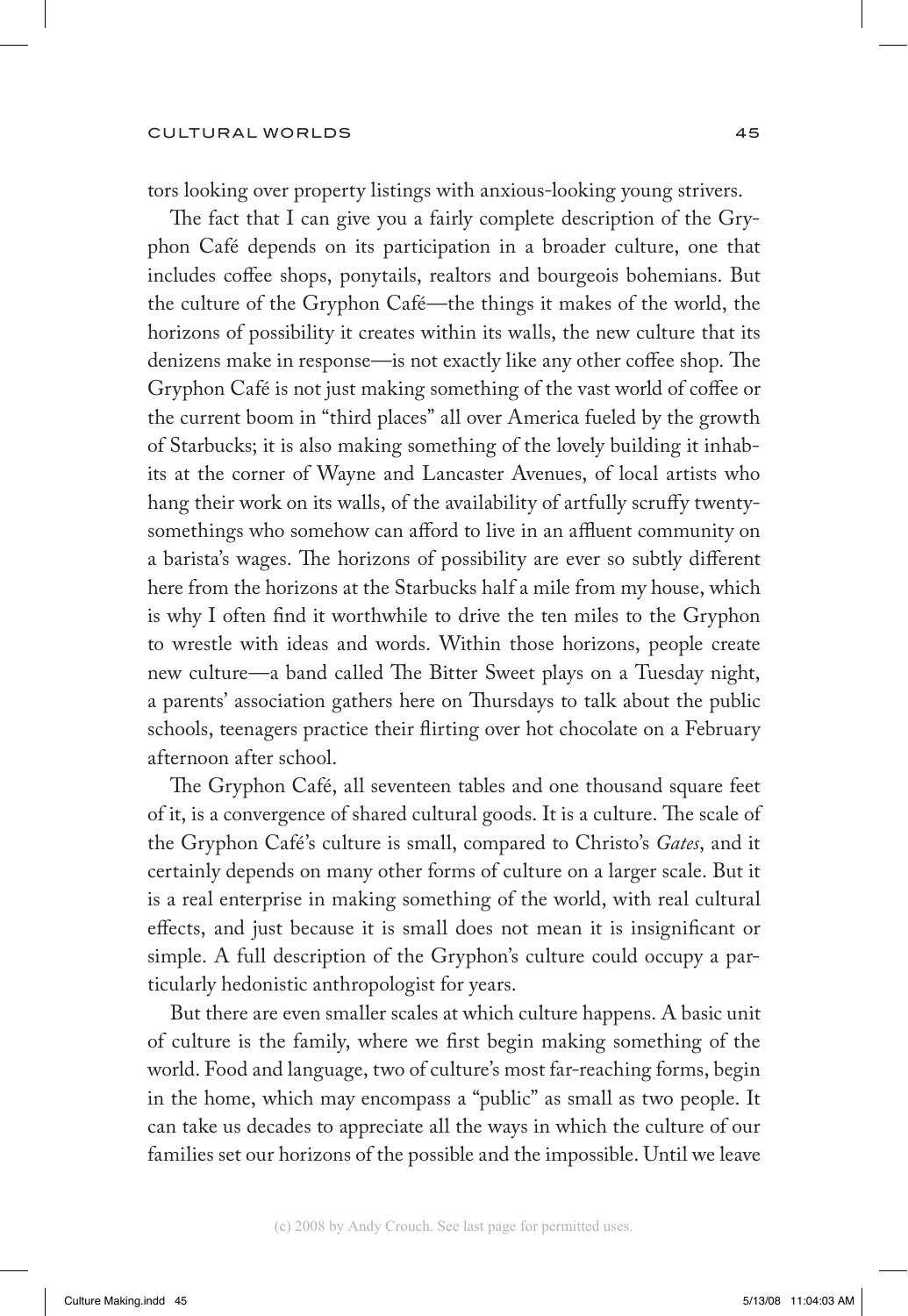tors looking over property listings with anxious-looking young strivers.

The fact that I can give you a fairly complete description of the Gryphon Café depends on its participation in a broader culture, one that includes coffee shops, ponytails, realtors and bourgeois bohemians. But the culture of the Gryphon Café—the things it makes of the world, the horizons of possibility it creates within its walls, the new culture that its denizens make in response—is not exactly like any other coffee shop. The Gryphon Café is not just making something of the vast world of coffee or the current boom in "third places" all over America fueled by the growth of Starbucks; it is also making something of the lovely building it inhabits at the corner of Wayne and Lancaster Avenues, of local artists who hang their work on its walls, of the availability of artfully scruffy twentysomethings who somehow can afford to live in an affluent community on a barista's wages. The horizons of possibility are ever so subtly different here from the horizons at the Starbucks half a mile from my house, which is why I often find it worthwhile to drive the ten miles to the Gryphon to wrestle with ideas and words. Within those horizons, people create new culture—a band called The Bitter Sweet plays on a Tuesday night, a parents' association gathers here on Thursdays to talk about the public schools, teenagers practice their flirting over hot chocolate on a February afternoon after school.

The Gryphon Café, all seventeen tables and one thousand square feet of it, is a convergence of shared cultural goods. It is a culture. The scale of the Gryphon Café's culture is small, compared to Christo's *Gates*, and it certainly depends on many other forms of culture on a larger scale. But it is a real enterprise in making something of the world, with real cultural effects, and just because it is small does not mean it is insignificant or simple. A full description of the Gryphon's culture could occupy a particularly hedonistic anthropologist for years.

But there are even smaller scales at which culture happens. A basic unit of culture is the family, where we first begin making something of the world. Food and language, two of culture's most far-reaching forms, begin in the home, which may encompass a "public" as small as two people. It can take us decades to appreciate all the ways in which the culture of our families set our horizons of the possible and the impossible. Until we leave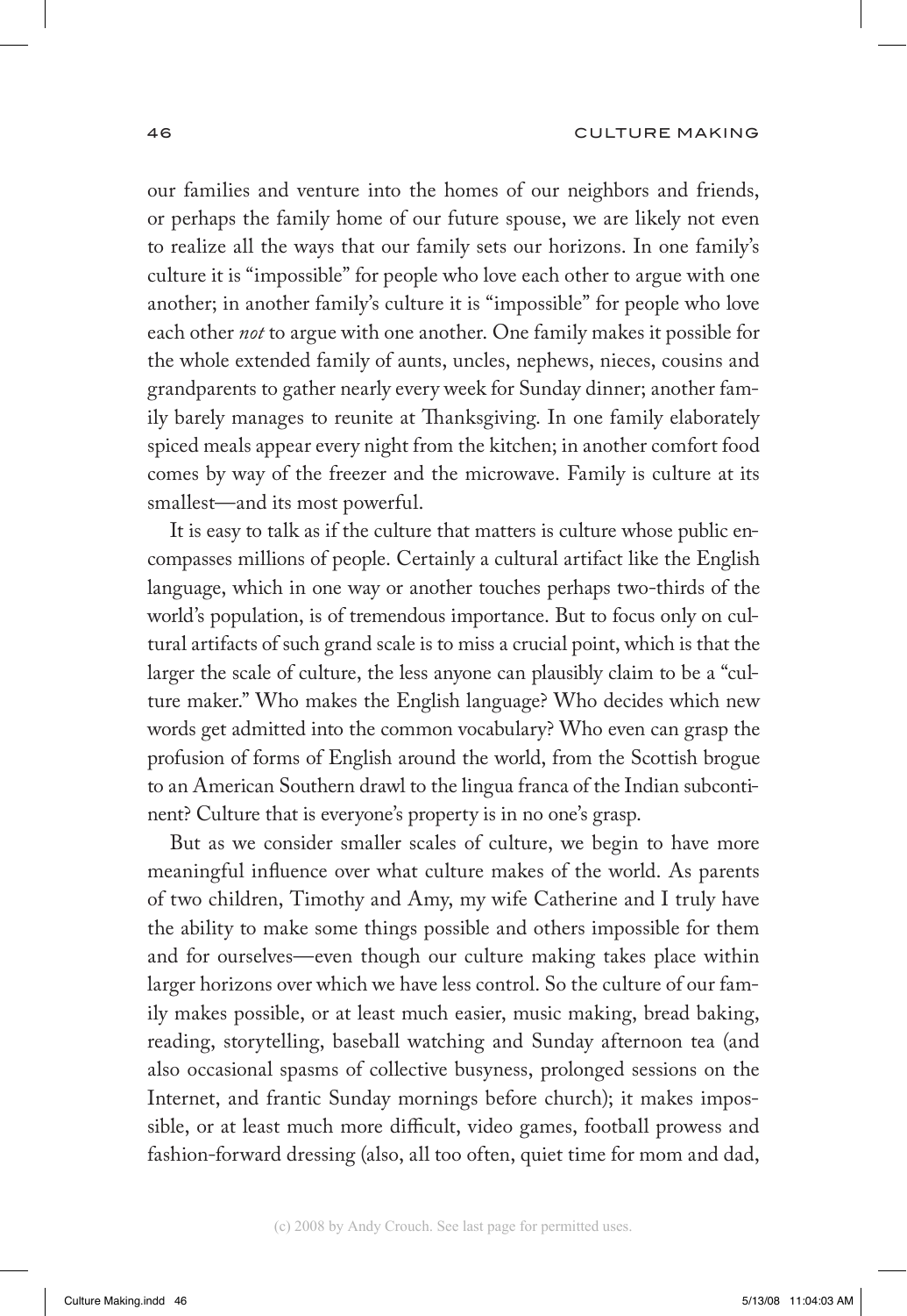our families and venture into the homes of our neighbors and friends, or perhaps the family home of our future spouse, we are likely not even to realize all the ways that our family sets our horizons. In one family's culture it is "impossible" for people who love each other to argue with one another; in another family's culture it is "impossible" for people who love each other *not* to argue with one another. One family makes it possible for the whole extended family of aunts, uncles, nephews, nieces, cousins and grandparents to gather nearly every week for Sunday dinner; another family barely manages to reunite at Thanksgiving. In one family elaborately spiced meals appear every night from the kitchen; in another comfort food comes by way of the freezer and the microwave. Family is culture at its smallest—and its most powerful.

It is easy to talk as if the culture that matters is culture whose public encompasses millions of people. Certainly a cultural artifact like the English language, which in one way or another touches perhaps two-thirds of the world's population, is of tremendous importance. But to focus only on cultural artifacts of such grand scale is to miss a crucial point, which is that the larger the scale of culture, the less anyone can plausibly claim to be a "culture maker." Who makes the English language? Who decides which new words get admitted into the common vocabulary? Who even can grasp the profusion of forms of English around the world, from the Scottish brogue to an American Southern drawl to the lingua franca of the Indian subcontinent? Culture that is everyone's property is in no one's grasp.

But as we consider smaller scales of culture, we begin to have more meaningful influence over what culture makes of the world. As parents of two children, Timothy and Amy, my wife Catherine and I truly have the ability to make some things possible and others impossible for them and for ourselves—even though our culture making takes place within larger horizons over which we have less control. So the culture of our family makes possible, or at least much easier, music making, bread baking, reading, storytelling, baseball watching and Sunday afternoon tea (and also occasional spasms of collective busyness, prolonged sessions on the Internet, and frantic Sunday mornings before church); it makes impossible, or at least much more difficult, video games, football prowess and fashion-forward dressing (also, all too often, quiet time for mom and dad,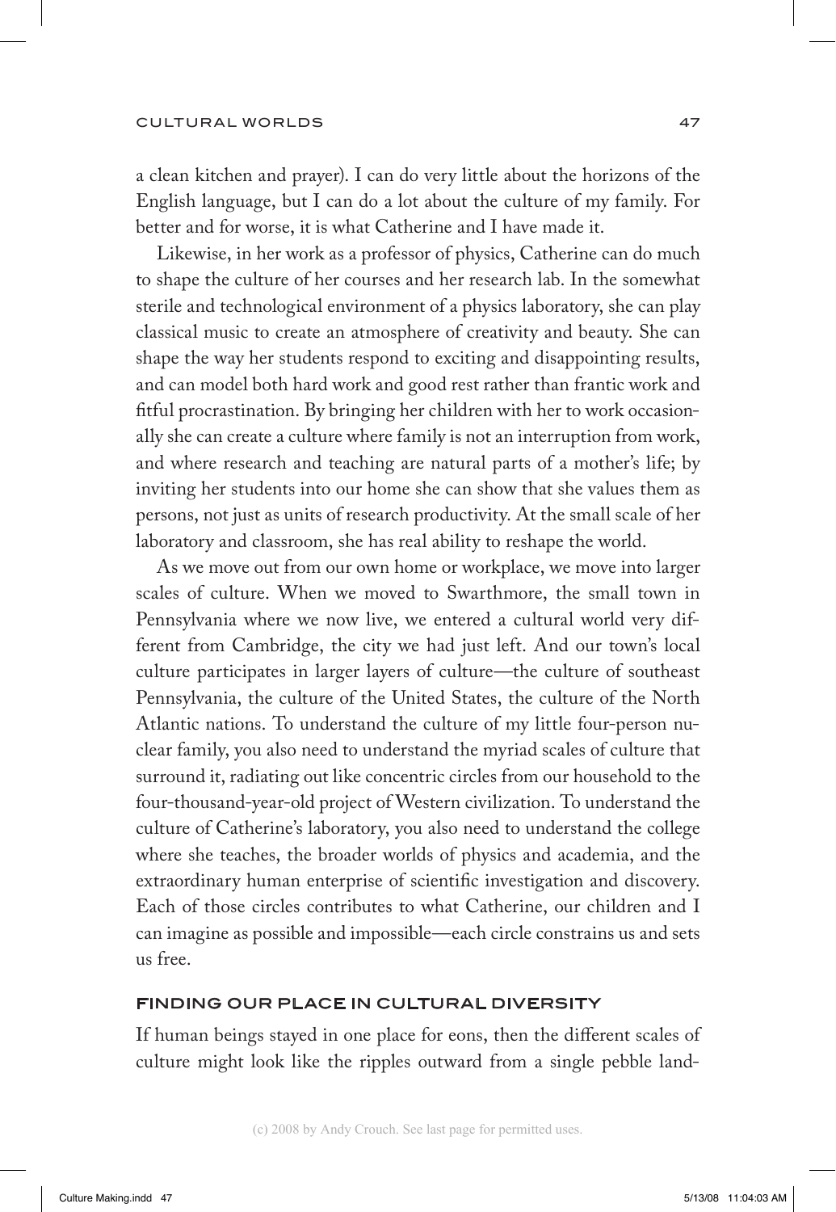a clean kitchen and prayer). I can do very little about the horizons of the English language, but I can do a lot about the culture of my family. For better and for worse, it is what Catherine and I have made it.

Likewise, in her work as a professor of physics, Catherine can do much to shape the culture of her courses and her research lab. In the somewhat sterile and technological environment of a physics laboratory, she can play classical music to create an atmosphere of creativity and beauty. She can shape the way her students respond to exciting and disappointing results, and can model both hard work and good rest rather than frantic work and fitful procrastination. By bringing her children with her to work occasionally she can create a culture where family is not an interruption from work, and where research and teaching are natural parts of a mother's life; by inviting her students into our home she can show that she values them as persons, not just as units of research productivity. At the small scale of her laboratory and classroom, she has real ability to reshape the world.

As we move out from our own home or workplace, we move into larger scales of culture. When we moved to Swarthmore, the small town in Pennsylvania where we now live, we entered a cultural world very different from Cambridge, the city we had just left. And our town's local culture participates in larger layers of culture—the culture of southeast Pennsylvania, the culture of the United States, the culture of the North Atlantic nations. To understand the culture of my little four-person nuclear family, you also need to understand the myriad scales of culture that surround it, radiating out like concentric circles from our household to the four-thousand-year-old project of Western civilization. To understand the culture of Catherine's laboratory, you also need to understand the college where she teaches, the broader worlds of physics and academia, and the extraordinary human enterprise of scientific investigation and discovery. Each of those circles contributes to what Catherine, our children and I can imagine as possible and impossible—each circle constrains us and sets us free.

## FINDING OUR PLACE IN CULTURAL DIVERSITY

If human beings stayed in one place for eons, then the different scales of culture might look like the ripples outward from a single pebble land-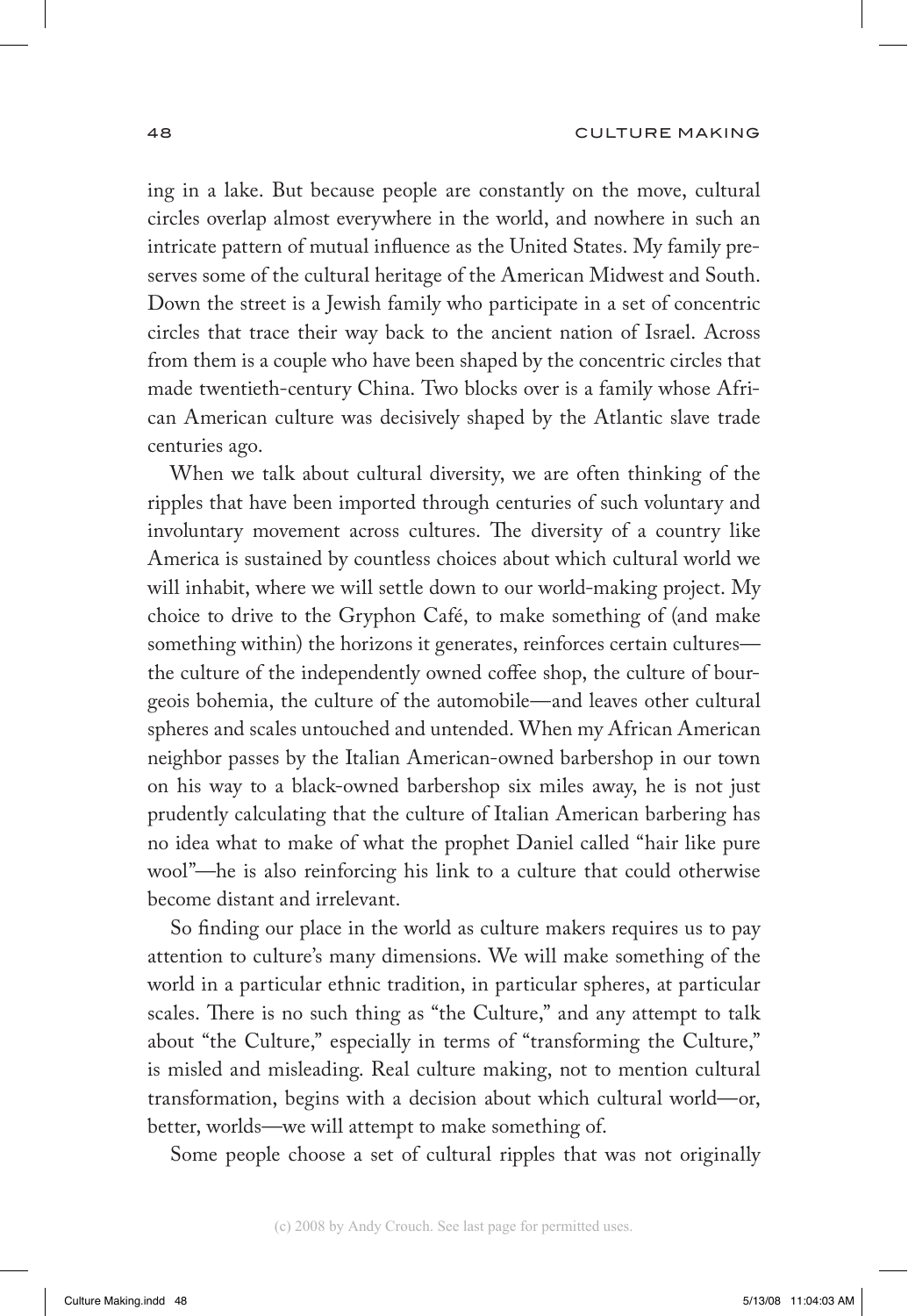ing in a lake. But because people are constantly on the move, cultural circles overlap almost everywhere in the world, and nowhere in such an intricate pattern of mutual influence as the United States. My family preserves some of the cultural heritage of the American Midwest and South. Down the street is a Jewish family who participate in a set of concentric circles that trace their way back to the ancient nation of Israel. Across from them is a couple who have been shaped by the concentric circles that made twentieth-century China. Two blocks over is a family whose African American culture was decisively shaped by the Atlantic slave trade centuries ago.

When we talk about cultural diversity, we are often thinking of the ripples that have been imported through centuries of such voluntary and involuntary movement across cultures. The diversity of a country like America is sustained by countless choices about which cultural world we will inhabit, where we will settle down to our world-making project. My choice to drive to the Gryphon Café, to make something of (and make something within) the horizons it generates, reinforces certain cultures—the culture of the independently owned coffee shop, the culture of bourgeois bohemia, the culture of the automobile—and leaves other cultural spheres and scales untouched and untended. When my African American neighbor passes by the Italian American-owned barbershop in our town on his way to a black-owned barbershop six miles away, he is not just prudently calculating that the culture of Italian American barbering has no idea what to make of what the prophet Daniel called "hair like pure wool"—he is also reinforcing his link to a culture that could otherwise become distant and irrelevant.

So finding our place in the world as culture makers requires us to pay attention to culture's many dimensions. We will make something of the world in a particular ethnic tradition, in particular spheres, at particular scales. There is no such thing as "the Culture," and any attempt to talk about "the Culture," especially in terms of "transforming the Culture," is misled and misleading. Real culture making, not to mention cultural transformation, begins with a decision about which cultural world—or, better, worlds—we will attempt to make something of.

Some people choose a set of cultural ripples that was not originally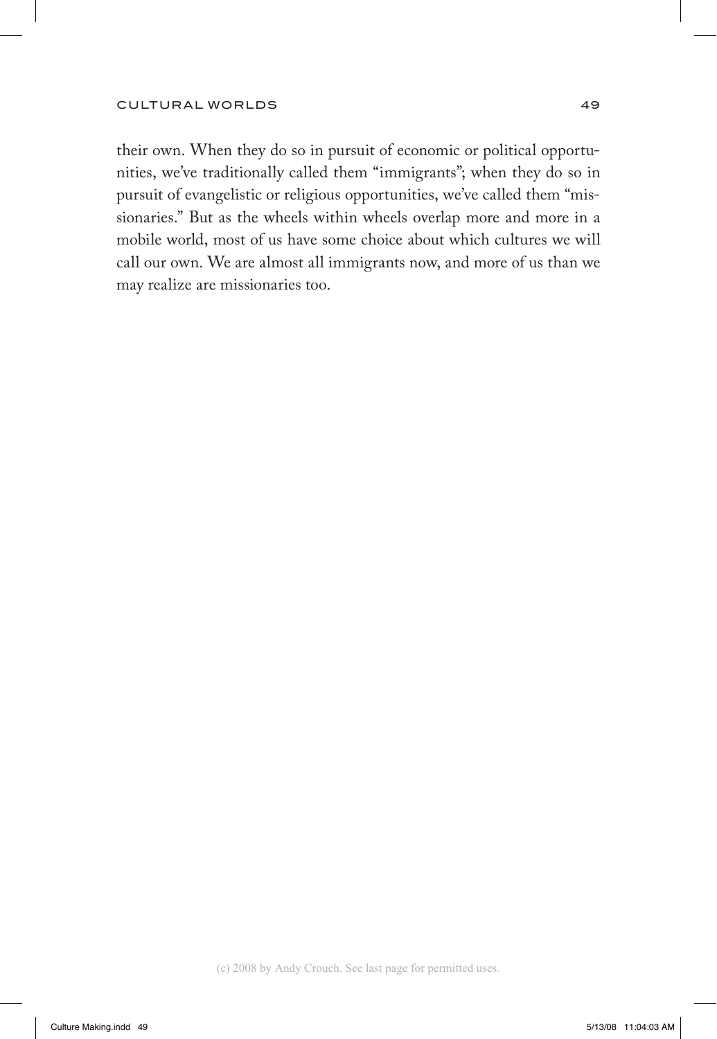their own. When they do so in pursuit of economic or political opportunities, we've traditionally called them "immigrants"; when they do so in pursuit of evangelistic or religious opportunities, we've called them "missionaries." But as the wheels within wheels overlap more and more in a mobile world, most of us have some choice about which cultures we will call our own. We are almost all immigrants now, and more of us than we may realize are missionaries too.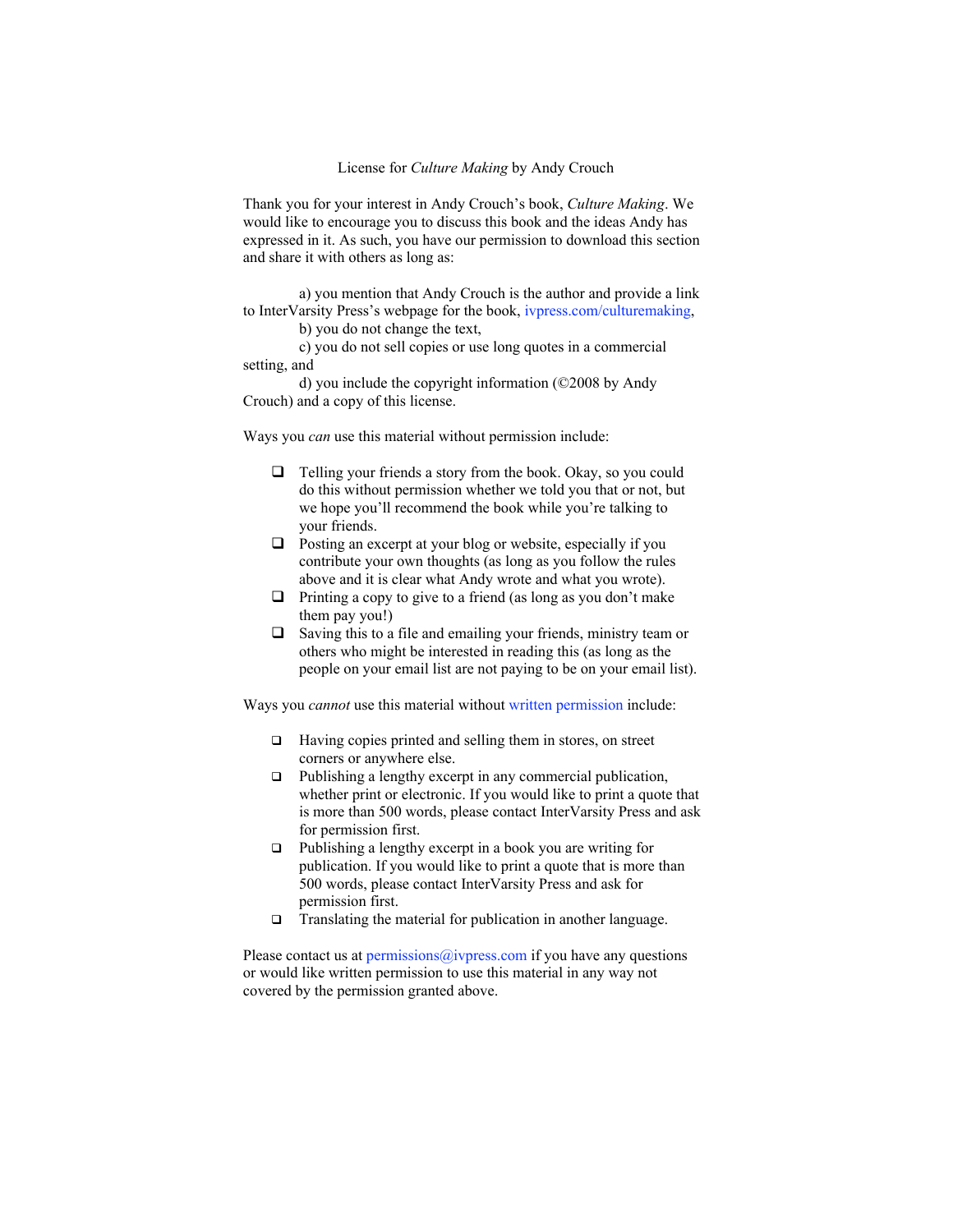License for *Culture Making* by Andy Crouch

Thank you for your interest in Andy Crouch's book, *Culture Making*. We would like to encourage you to discuss this book and the ideas Andy has expressed in it. As such, you have our permission to download this section and share it with others as long as:

a) you mention that Andy Crouch is the author and provide a link to InterVarsity Press's webpage for the book, ivpress.com/culturemaking,
b) you do not change the text,
c) you do not sell copies or use long quotes in a commercial setting, and
d) you include the copyright information (©2008 by Andy Crouch) and a copy of this license.

Ways you *can* use this material without permission include:

- Telling your friends a story from the book. Okay, so you could do this without permission whether we told you that or not, but we hope you'll recommend the book while you're talking to your friends.
- Posting an excerpt at your blog or website, especially if you contribute your own thoughts (as long as you follow the rules above and it is clear what Andy wrote and what you wrote).
- Printing a copy to give to a friend (as long as you don't make them pay you!)
- Saving this to a file and emailing your friends, ministry team or others who might be interested in reading this (as long as the people on your email list are not paying to be on your email list).

Ways you *cannot* use this material without written permission include:

- Having copies printed and selling them in stores, on street corners or anywhere else.
- Publishing a lengthy excerpt in any commercial publication, whether print or electronic. If you would like to print a quote that is more than 500 words, please contact InterVarsity Press and ask for permission first.
- Publishing a lengthy excerpt in a book you are writing for publication. If you would like to print a quote that is more than 500 words, please contact InterVarsity Press and ask for permission first.
- Translating the material for publication in another language.

Please contact us at permissions@ivpress.com if you have any questions or would like written permission to use this material in any way not covered by the permission granted above.